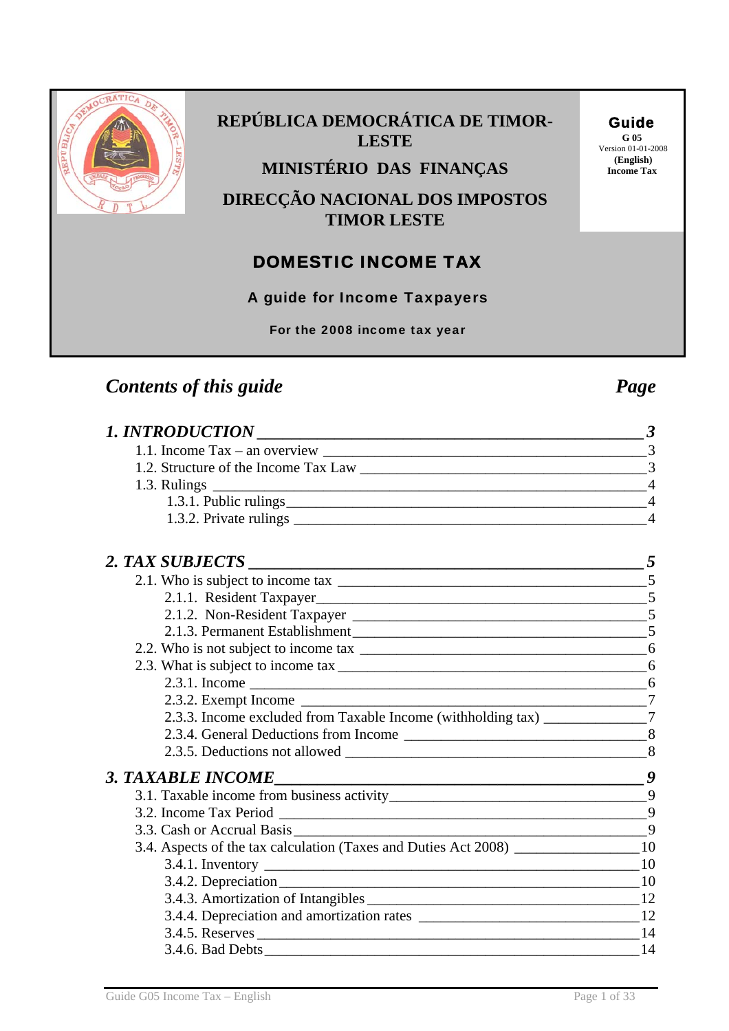**REPÚBLICA DEMOCRÁTICA DE TIMOR-LESTE**

**MINISTÉRIO DAS FINANÇAS**

**DIRECÇÃO NACIONAL DOS IMPOSTOS TIMOR LESTE**

**Guide**
**G 05**
Version 01-01-2008
**(English)**
**Income Tax**

# DOMESTIC INCOME TAX

## A guide for Income Taxpayers

**For the 2008 income tax year**

## *Contents of this guide* — *Page*

***1. INTRODUCTION*** — ***3***

- 1.1. Income Tax – an overview — 3
- 1.2. Structure of the Income Tax Law — 3
- 1.3. Rulings — 4
  - 1.3.1. Public rulings — 4
  - 1.3.2. Private rulings — 4

***2. TAX SUBJECTS*** — ***5***

- 2.1. Who is subject to income tax — 5
  - 2.1.1. Resident Taxpayer — 5
  - 2.1.2. Non-Resident Taxpayer — 5
  - 2.1.3. Permanent Establishment — 5
- 2.2. Who is not subject to income tax — 6
- 2.3. What is subject to income tax — 6
  - 2.3.1. Income — 6
  - 2.3.2. Exempt Income — 7
  - 2.3.3. Income excluded from Taxable Income (withholding tax) — 7
  - 2.3.4. General Deductions from Income — 8
  - 2.3.5. Deductions not allowed — 8

***3. TAXABLE INCOME*** — ***9***

- 3.1. Taxable income from business activity — 9
- 3.2. Income Tax Period — 9
- 3.3. Cash or Accrual Basis — 9
- 3.4. Aspects of the tax calculation (Taxes and Duties Act 2008) — 10
  - 3.4.1. Inventory — 10
  - 3.4.2. Depreciation — 10
  - 3.4.3. Amortization of Intangibles — 12
  - 3.4.4. Depreciation and amortization rates — 12
  - 3.4.5. Reserves — 14
  - 3.4.6. Bad Debts — 14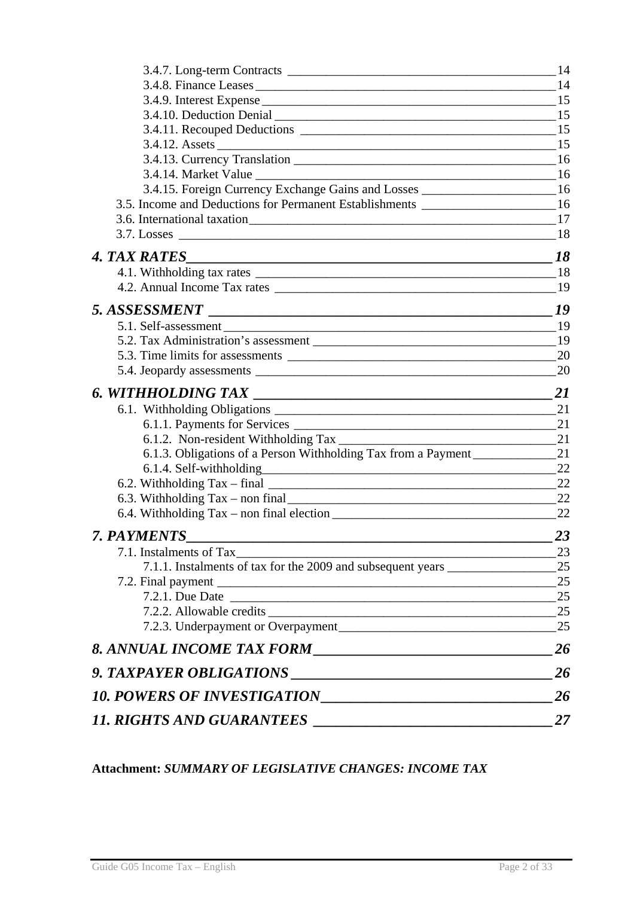3.4.7. Long-term Contracts ____ 14
3.4.8. Finance Leases ____ 14
3.4.9. Interest Expense ____ 15
3.4.10. Deduction Denial ____ 15
3.4.11. Recouped Deductions ____ 15
3.4.12. Assets ____ 15
3.4.13. Currency Translation ____ 16
3.4.14. Market Value ____ 16
3.4.15. Foreign Currency Exchange Gains and Losses ____ 16
3.5. Income and Deductions for Permanent Establishments ____ 16
3.6. International taxation ____ 17
3.7. Losses ____ 18

***4. TAX RATES ____ 18***
4.1. Withholding tax rates ____ 18
4.2. Annual Income Tax rates ____ 19

***5. ASSESSMENT ____ 19***
5.1. Self-assessment ____ 19
5.2. Tax Administration's assessment ____ 19
5.3. Time limits for assessments ____ 20
5.4. Jeopardy assessments ____ 20

***6. WITHHOLDING TAX ____ 21***
6.1. Withholding Obligations ____ 21
6.1.1. Payments for Services ____ 21
6.1.2. Non-resident Withholding Tax ____ 21
6.1.3. Obligations of a Person Withholding Tax from a Payment ____ 21
6.1.4. Self-withholding ____ 22
6.2. Withholding Tax – final ____ 22
6.3. Withholding Tax – non final ____ 22
6.4. Withholding Tax – non final election ____ 22

***7. PAYMENTS ____ 23***
7.1. Instalments of Tax ____ 23
7.1.1. Instalments of tax for the 2009 and subsequent years ____ 25
7.2. Final payment ____ 25
7.2.1. Due Date ____ 25
7.2.2. Allowable credits ____ 25
7.2.3. Underpayment or Overpayment ____ 25

***8. ANNUAL INCOME TAX FORM ____ 26***

***9. TAXPAYER OBLIGATIONS ____ 26***

***10. POWERS OF INVESTIGATION ____ 26***

***11. RIGHTS AND GUARANTEES ____ 27***

**Attachment:** ***SUMMARY OF LEGISLATIVE CHANGES: INCOME TAX***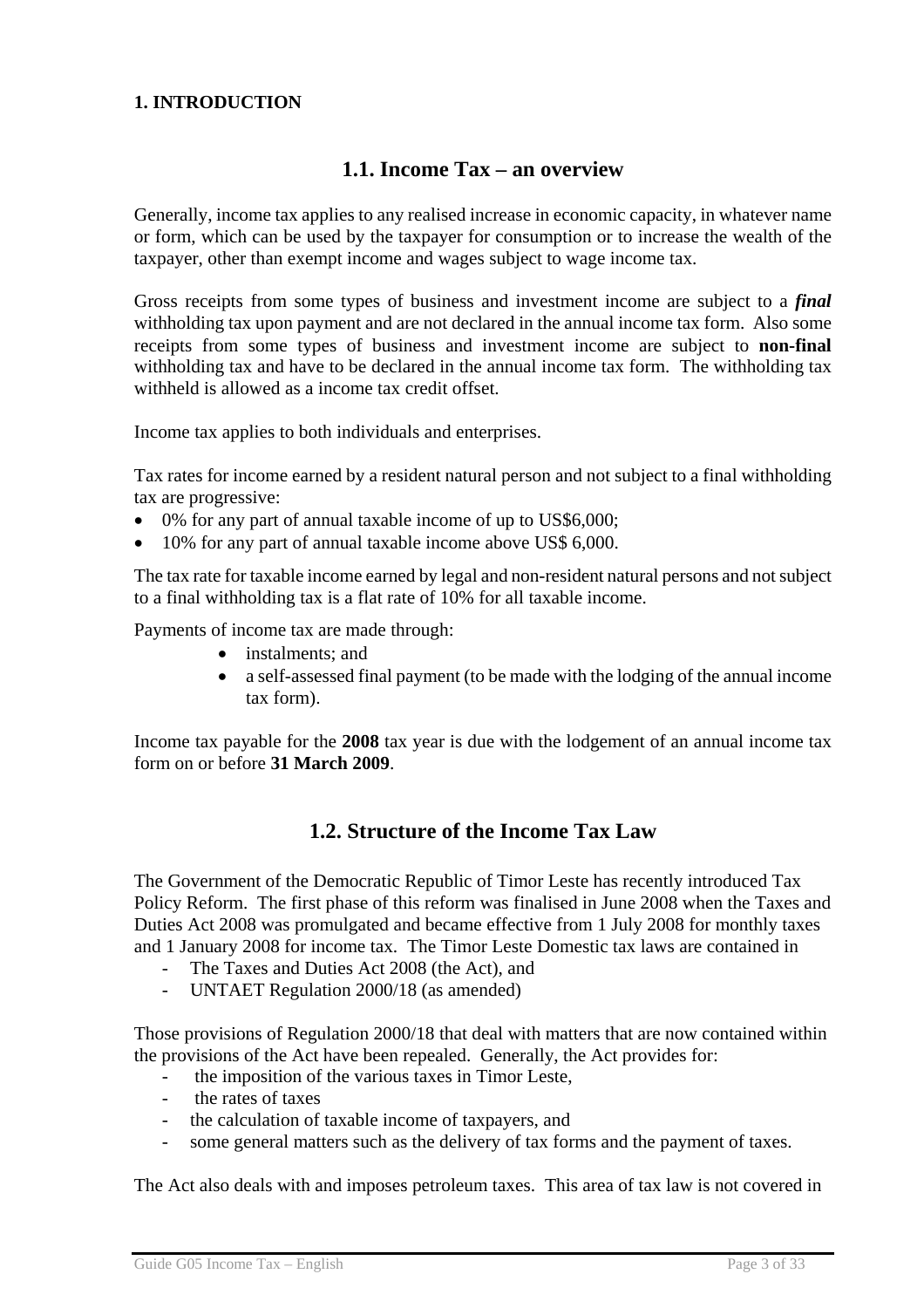# 1. INTRODUCTION

## 1.1. Income Tax – an overview

Generally, income tax applies to any realised increase in economic capacity, in whatever name or form, which can be used by the taxpayer for consumption or to increase the wealth of the taxpayer, other than exempt income and wages subject to wage income tax.

Gross receipts from some types of business and investment income are subject to a ***final*** withholding tax upon payment and are not declared in the annual income tax form. Also some receipts from some types of business and investment income are subject to **non-final** withholding tax and have to be declared in the annual income tax form. The withholding tax withheld is allowed as a income tax credit offset.

Income tax applies to both individuals and enterprises.

Tax rates for income earned by a resident natural person and not subject to a final withholding tax are progressive:

- 0% for any part of annual taxable income of up to US$6,000;
- 10% for any part of annual taxable income above US$ 6,000.

The tax rate for taxable income earned by legal and non-resident natural persons and not subject to a final withholding tax is a flat rate of 10% for all taxable income.

Payments of income tax are made through:

- instalments; and
- a self-assessed final payment (to be made with the lodging of the annual income tax form).

Income tax payable for the **2008** tax year is due with the lodgement of an annual income tax form on or before **31 March 2009**.

## 1.2. Structure of the Income Tax Law

The Government of the Democratic Republic of Timor Leste has recently introduced Tax Policy Reform. The first phase of this reform was finalised in June 2008 when the Taxes and Duties Act 2008 was promulgated and became effective from 1 July 2008 for monthly taxes and 1 January 2008 for income tax. The Timor Leste Domestic tax laws are contained in

- The Taxes and Duties Act 2008 (the Act), and
- UNTAET Regulation 2000/18 (as amended)

Those provisions of Regulation 2000/18 that deal with matters that are now contained within the provisions of the Act have been repealed. Generally, the Act provides for:

- the imposition of the various taxes in Timor Leste,
- the rates of taxes
- the calculation of taxable income of taxpayers, and
- some general matters such as the delivery of tax forms and the payment of taxes.

The Act also deals with and imposes petroleum taxes. This area of tax law is not covered in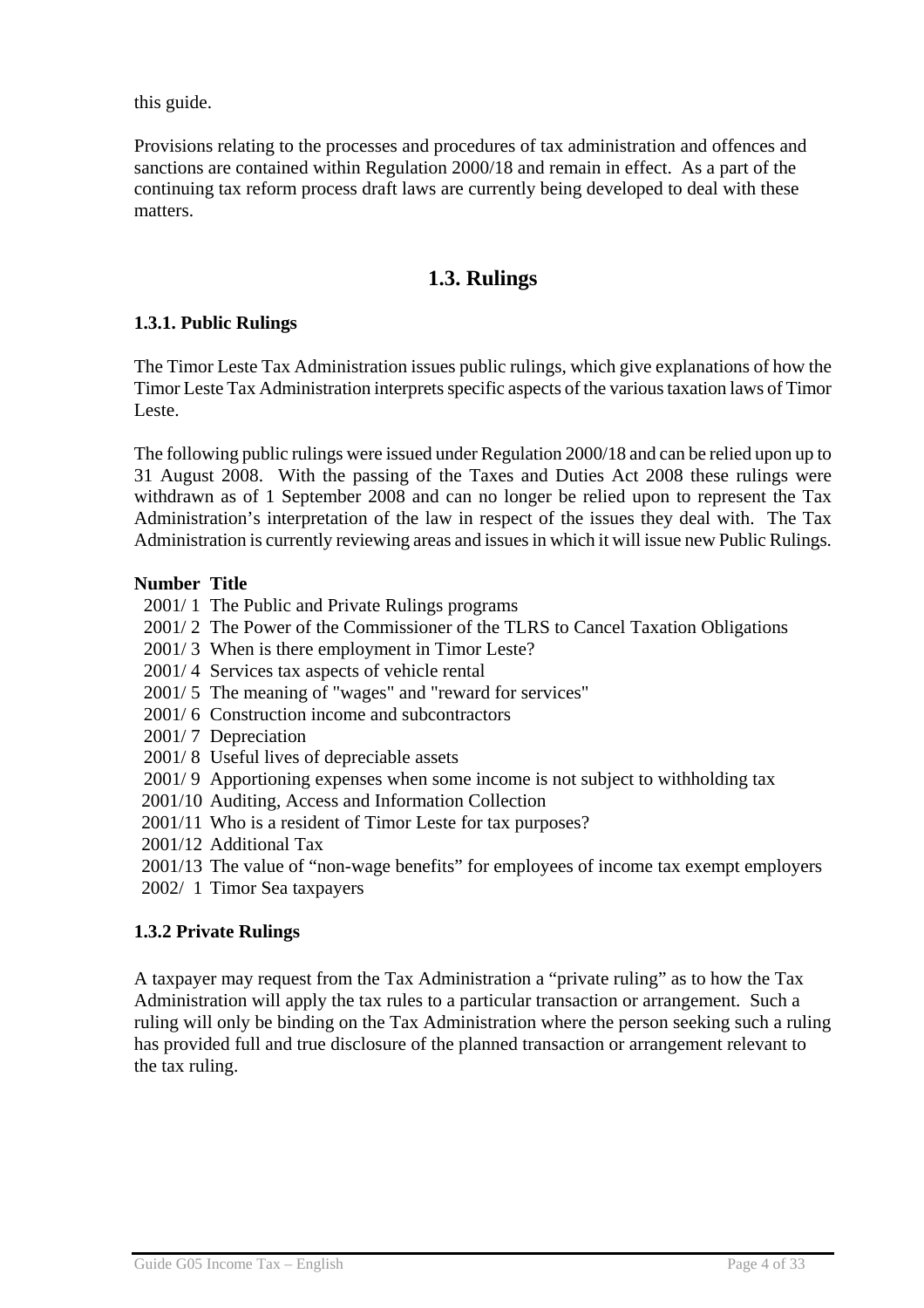this guide.

Provisions relating to the processes and procedures of tax administration and offences and sanctions are contained within Regulation 2000/18 and remain in effect. As a part of the continuing tax reform process draft laws are currently being developed to deal with these matters.

## 1.3. Rulings

### 1.3.1. Public Rulings

The Timor Leste Tax Administration issues public rulings, which give explanations of how the Timor Leste Tax Administration interprets specific aspects of the various taxation laws of Timor Leste.

The following public rulings were issued under Regulation 2000/18 and can be relied upon up to 31 August 2008. With the passing of the Taxes and Duties Act 2008 these rulings were withdrawn as of 1 September 2008 and can no longer be relied upon to represent the Tax Administration's interpretation of the law in respect of the issues they deal with. The Tax Administration is currently reviewing areas and issues in which it will issue new Public Rulings.

| Number | Title |
|---|---|
| 2001/ 1 | The Public and Private Rulings programs |
| 2001/ 2 | The Power of the Commissioner of the TLRS to Cancel Taxation Obligations |
| 2001/ 3 | When is there employment in Timor Leste? |
| 2001/ 4 | Services tax aspects of vehicle rental |
| 2001/ 5 | The meaning of "wages" and "reward for services" |
| 2001/ 6 | Construction income and subcontractors |
| 2001/ 7 | Depreciation |
| 2001/ 8 | Useful lives of depreciable assets |
| 2001/ 9 | Apportioning expenses when some income is not subject to withholding tax |
| 2001/10 | Auditing, Access and Information Collection |
| 2001/11 | Who is a resident of Timor Leste for tax purposes? |
| 2001/12 | Additional Tax |
| 2001/13 | The value of "non-wage benefits" for employees of income tax exempt employers |
| 2002/ 1 | Timor Sea taxpayers |

### 1.3.2 Private Rulings

A taxpayer may request from the Tax Administration a "private ruling" as to how the Tax Administration will apply the tax rules to a particular transaction or arrangement. Such a ruling will only be binding on the Tax Administration where the person seeking such a ruling has provided full and true disclosure of the planned transaction or arrangement relevant to the tax ruling.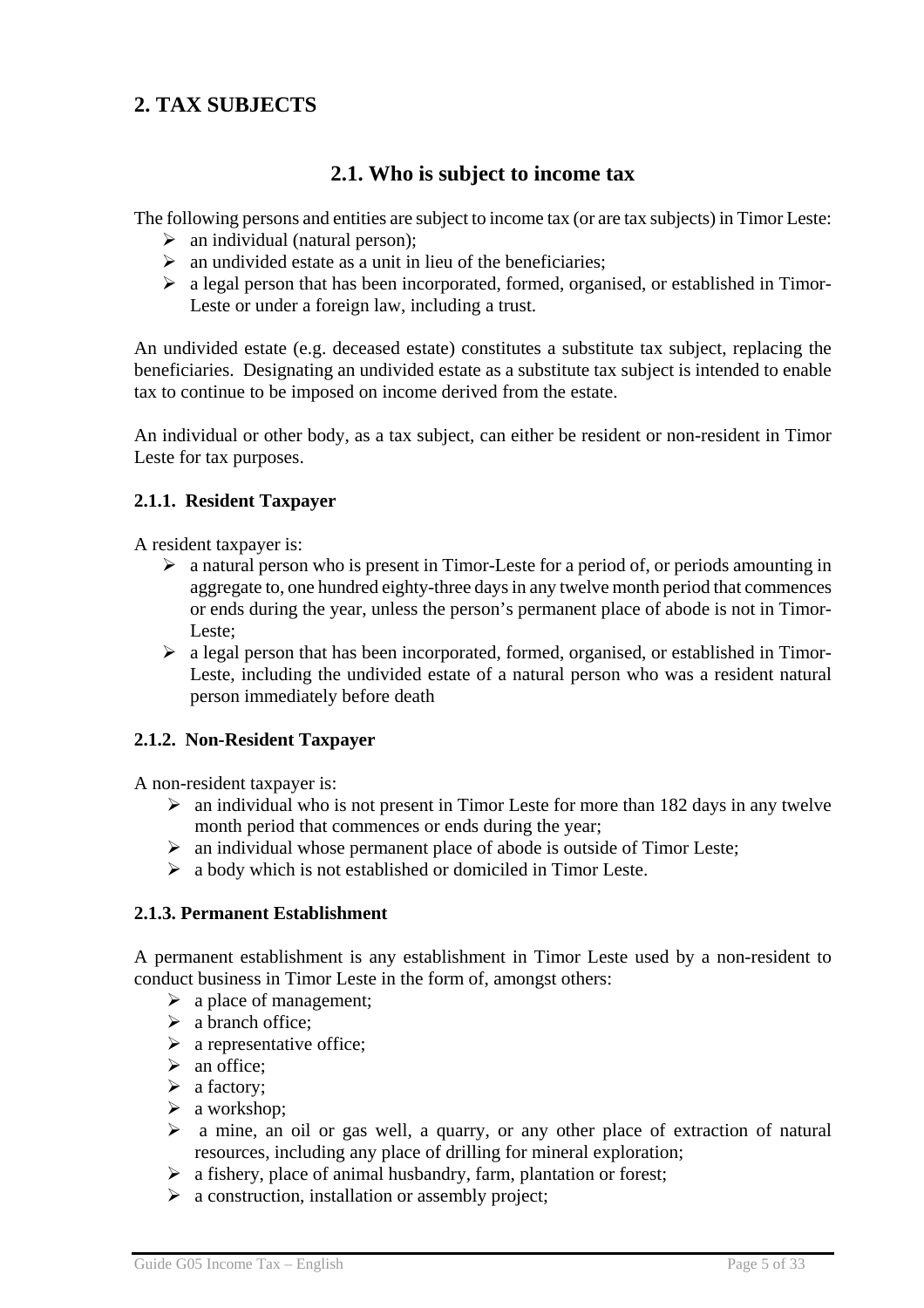## 2. TAX SUBJECTS

### 2.1. Who is subject to income tax

The following persons and entities are subject to income tax (or are tax subjects) in Timor Leste:

- an individual (natural person);
- an undivided estate as a unit in lieu of the beneficiaries;
- a legal person that has been incorporated, formed, organised, or established in Timor-Leste or under a foreign law, including a trust.

An undivided estate (e.g. deceased estate) constitutes a substitute tax subject, replacing the beneficiaries. Designating an undivided estate as a substitute tax subject is intended to enable tax to continue to be imposed on income derived from the estate.

An individual or other body, as a tax subject, can either be resident or non-resident in Timor Leste for tax purposes.

#### 2.1.1. Resident Taxpayer

A resident taxpayer is:

- a natural person who is present in Timor-Leste for a period of, or periods amounting in aggregate to, one hundred eighty-three days in any twelve month period that commences or ends during the year, unless the person's permanent place of abode is not in Timor-Leste;
- a legal person that has been incorporated, formed, organised, or established in Timor-Leste, including the undivided estate of a natural person who was a resident natural person immediately before death

#### 2.1.2. Non-Resident Taxpayer

A non-resident taxpayer is:

- an individual who is not present in Timor Leste for more than 182 days in any twelve month period that commences or ends during the year;
- an individual whose permanent place of abode is outside of Timor Leste;
- a body which is not established or domiciled in Timor Leste.

#### 2.1.3. Permanent Establishment

A permanent establishment is any establishment in Timor Leste used by a non-resident to conduct business in Timor Leste in the form of, amongst others:

- a place of management;
- a branch office;
- a representative office;
- an office;
- a factory;
- a workshop;
- a mine, an oil or gas well, a quarry, or any other place of extraction of natural resources, including any place of drilling for mineral exploration;
- a fishery, place of animal husbandry, farm, plantation or forest;
- a construction, installation or assembly project;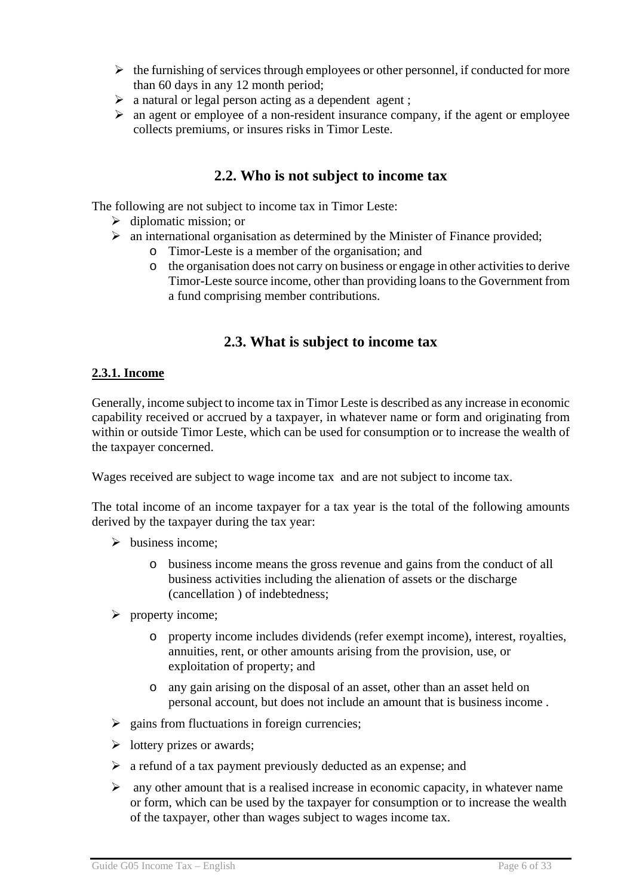- the furnishing of services through employees or other personnel, if conducted for more than 60 days in any 12 month period;
- a natural or legal person acting as a dependent agent ;
- an agent or employee of a non-resident insurance company, if the agent or employee collects premiums, or insures risks in Timor Leste.

## 2.2. Who is not subject to income tax

The following are not subject to income tax in Timor Leste:

- diplomatic mission; or
- an international organisation as determined by the Minister of Finance provided;
  - Timor-Leste is a member of the organisation; and
  - the organisation does not carry on business or engage in other activities to derive Timor-Leste source income, other than providing loans to the Government from a fund comprising member contributions.

## 2.3. What is subject to income tax

### 2.3.1. Income

Generally, income subject to income tax in Timor Leste is described as any increase in economic capability received or accrued by a taxpayer, in whatever name or form and originating from within or outside Timor Leste, which can be used for consumption or to increase the wealth of the taxpayer concerned.

Wages received are subject to wage income tax and are not subject to income tax.

The total income of an income taxpayer for a tax year is the total of the following amounts derived by the taxpayer during the tax year:

- business income;
  - business income means the gross revenue and gains from the conduct of all business activities including the alienation of assets or the discharge (cancellation ) of indebtedness;
- property income;
  - property income includes dividends (refer exempt income), interest, royalties, annuities, rent, or other amounts arising from the provision, use, or exploitation of property; and
  - any gain arising on the disposal of an asset, other than an asset held on personal account, but does not include an amount that is business income .
- gains from fluctuations in foreign currencies;
- lottery prizes or awards;
- a refund of a tax payment previously deducted as an expense; and
- any other amount that is a realised increase in economic capacity, in whatever name or form, which can be used by the taxpayer for consumption or to increase the wealth of the taxpayer, other than wages subject to wages income tax.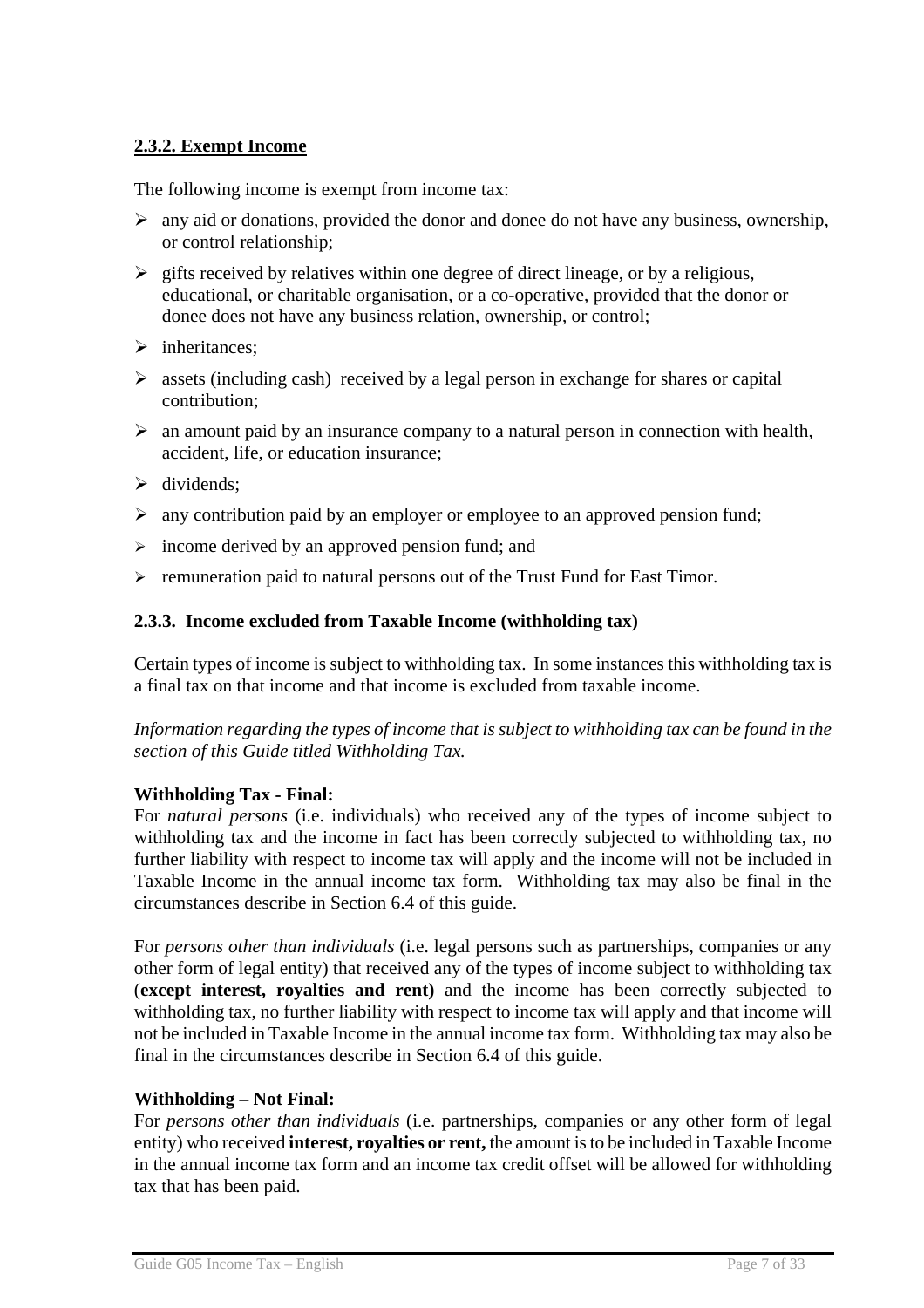### 2.3.2. Exempt Income

The following income is exempt from income tax:

- any aid or donations, provided the donor and donee do not have any business, ownership, or control relationship;
- gifts received by relatives within one degree of direct lineage, or by a religious, educational, or charitable organisation, or a co-operative, provided that the donor or donee does not have any business relation, ownership, or control;
- inheritances;
- assets (including cash) received by a legal person in exchange for shares or capital contribution;
- an amount paid by an insurance company to a natural person in connection with health, accident, life, or education insurance;
- dividends;
- any contribution paid by an employer or employee to an approved pension fund;
- income derived by an approved pension fund; and
- remuneration paid to natural persons out of the Trust Fund for East Timor.

### 2.3.3. Income excluded from Taxable Income (withholding tax)

Certain types of income is subject to withholding tax. In some instances this withholding tax is a final tax on that income and that income is excluded from taxable income.

*Information regarding the types of income that is subject to withholding tax can be found in the section of this Guide titled Withholding Tax.*

**Withholding Tax - Final:**
For *natural persons* (i.e. individuals) who received any of the types of income subject to withholding tax and the income in fact has been correctly subjected to withholding tax, no further liability with respect to income tax will apply and the income will not be included in Taxable Income in the annual income tax form. Withholding tax may also be final in the circumstances describe in Section 6.4 of this guide.

For *persons other than individuals* (i.e. legal persons such as partnerships, companies or any other form of legal entity) that received any of the types of income subject to withholding tax (**except interest, royalties and rent)** and the income has been correctly subjected to withholding tax, no further liability with respect to income tax will apply and that income will not be included in Taxable Income in the annual income tax form. Withholding tax may also be final in the circumstances describe in Section 6.4 of this guide.

**Withholding – Not Final:**
For *persons other than individuals* (i.e. partnerships, companies or any other form of legal entity) who received **interest, royalties or rent,** the amount is to be included in Taxable Income in the annual income tax form and an income tax credit offset will be allowed for withholding tax that has been paid.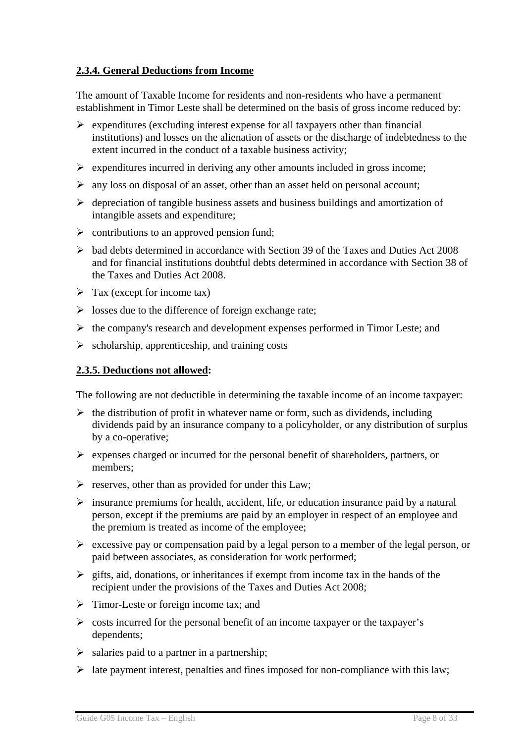### 2.3.4. General Deductions from Income

The amount of Taxable Income for residents and non-residents who have a permanent establishment in Timor Leste shall be determined on the basis of gross income reduced by:

- expenditures (excluding interest expense for all taxpayers other than financial institutions) and losses on the alienation of assets or the discharge of indebtedness to the extent incurred in the conduct of a taxable business activity;
- expenditures incurred in deriving any other amounts included in gross income;
- any loss on disposal of an asset, other than an asset held on personal account;
- depreciation of tangible business assets and business buildings and amortization of intangible assets and expenditure;
- contributions to an approved pension fund;
- bad debts determined in accordance with Section 39 of the Taxes and Duties Act 2008 and for financial institutions doubtful debts determined in accordance with Section 38 of the Taxes and Duties Act 2008.
- Tax (except for income tax)
- losses due to the difference of foreign exchange rate;
- the company's research and development expenses performed in Timor Leste; and
- scholarship, apprenticeship, and training costs

### 2.3.5. Deductions not allowed:

The following are not deductible in determining the taxable income of an income taxpayer:

- the distribution of profit in whatever name or form, such as dividends, including dividends paid by an insurance company to a policyholder, or any distribution of surplus by a co-operative;
- expenses charged or incurred for the personal benefit of shareholders, partners, or members;
- reserves, other than as provided for under this Law;
- insurance premiums for health, accident, life, or education insurance paid by a natural person, except if the premiums are paid by an employer in respect of an employee and the premium is treated as income of the employee;
- excessive pay or compensation paid by a legal person to a member of the legal person, or paid between associates, as consideration for work performed;
- gifts, aid, donations, or inheritances if exempt from income tax in the hands of the recipient under the provisions of the Taxes and Duties Act 2008;
- Timor-Leste or foreign income tax; and
- costs incurred for the personal benefit of an income taxpayer or the taxpayer's dependents;
- salaries paid to a partner in a partnership;
- late payment interest, penalties and fines imposed for non-compliance with this law;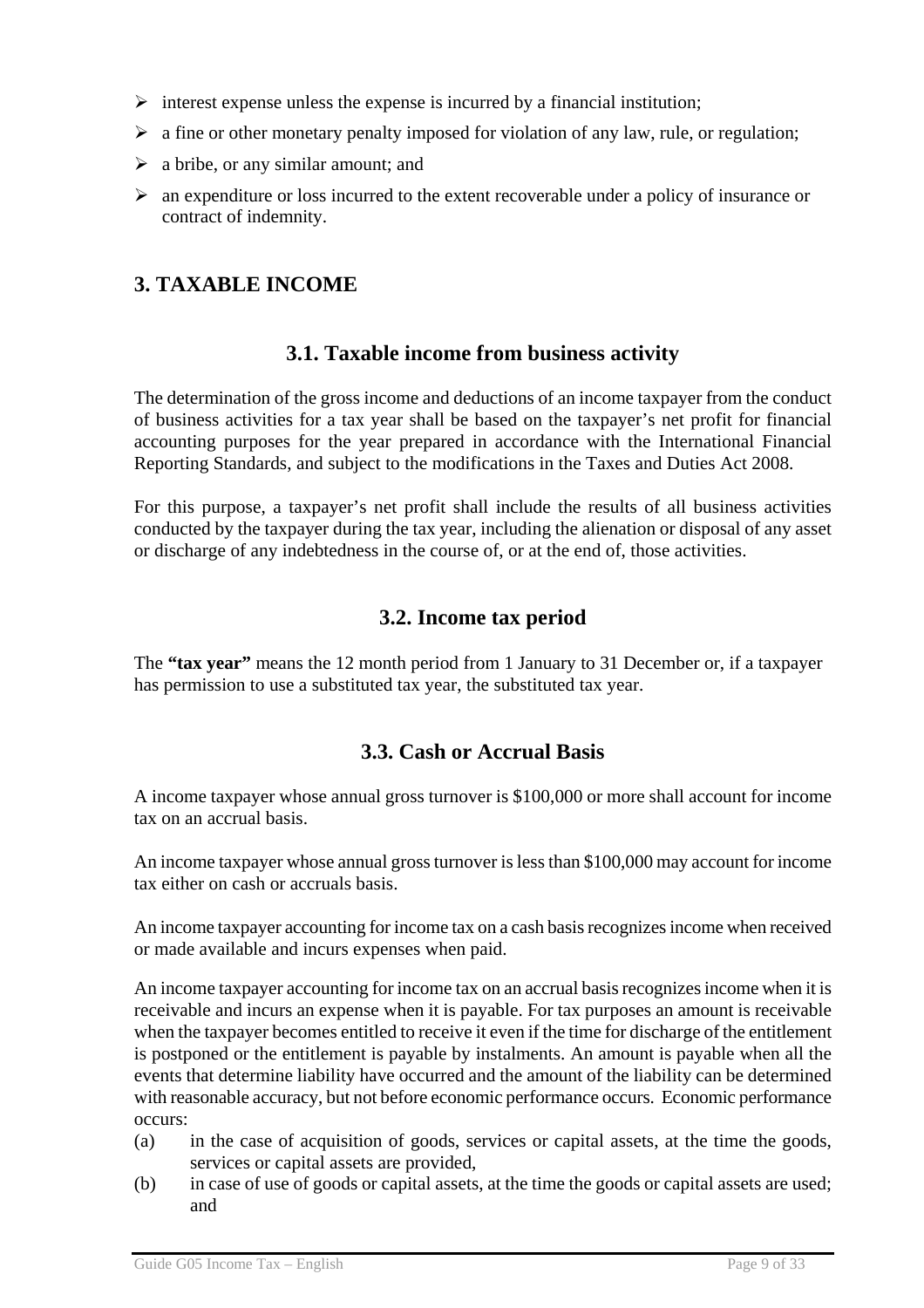- interest expense unless the expense is incurred by a financial institution;
- a fine or other monetary penalty imposed for violation of any law, rule, or regulation;
- a bribe, or any similar amount; and
- an expenditure or loss incurred to the extent recoverable under a policy of insurance or contract of indemnity.

## 3. TAXABLE INCOME

### 3.1. Taxable income from business activity

The determination of the gross income and deductions of an income taxpayer from the conduct of business activities for a tax year shall be based on the taxpayer's net profit for financial accounting purposes for the year prepared in accordance with the International Financial Reporting Standards, and subject to the modifications in the Taxes and Duties Act 2008.

For this purpose, a taxpayer's net profit shall include the results of all business activities conducted by the taxpayer during the tax year, including the alienation or disposal of any asset or discharge of any indebtedness in the course of, or at the end of, those activities.

### 3.2. Income tax period

The **"tax year"** means the 12 month period from 1 January to 31 December or, if a taxpayer has permission to use a substituted tax year, the substituted tax year.

### 3.3. Cash or Accrual Basis

A income taxpayer whose annual gross turnover is $100,000 or more shall account for income tax on an accrual basis.

An income taxpayer whose annual gross turnover is less than $100,000 may account for income tax either on cash or accruals basis.

An income taxpayer accounting for income tax on a cash basis recognizes income when received or made available and incurs expenses when paid.

An income taxpayer accounting for income tax on an accrual basis recognizes income when it is receivable and incurs an expense when it is payable. For tax purposes an amount is receivable when the taxpayer becomes entitled to receive it even if the time for discharge of the entitlement is postponed or the entitlement is payable by instalments. An amount is payable when all the events that determine liability have occurred and the amount of the liability can be determined with reasonable accuracy, but not before economic performance occurs. Economic performance occurs:

(a) in the case of acquisition of goods, services or capital assets, at the time the goods, services or capital assets are provided,

(b) in case of use of goods or capital assets, at the time the goods or capital assets are used; and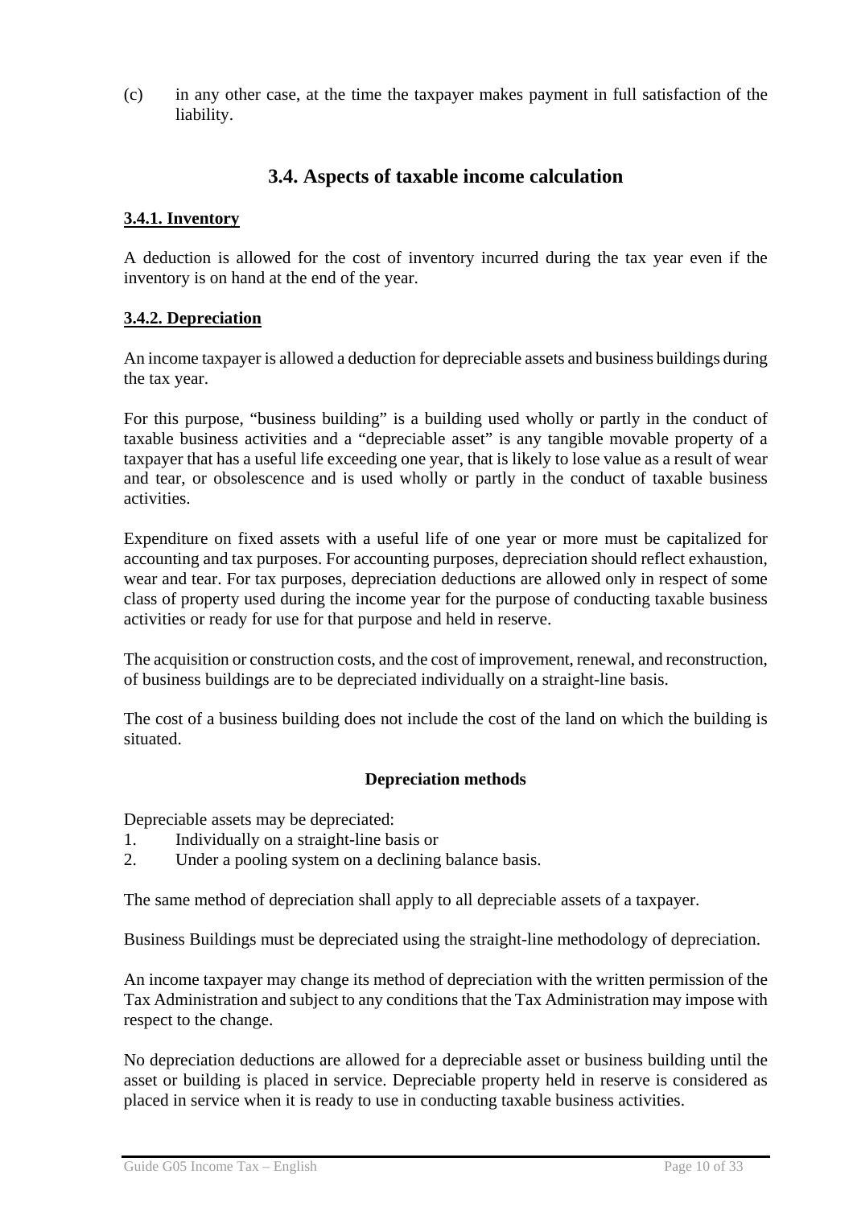(c) in any other case, at the time the taxpayer makes payment in full satisfaction of the liability.

## 3.4. Aspects of taxable income calculation

### 3.4.1. Inventory

A deduction is allowed for the cost of inventory incurred during the tax year even if the inventory is on hand at the end of the year.

### 3.4.2. Depreciation

An income taxpayer is allowed a deduction for depreciable assets and business buildings during the tax year.

For this purpose, "business building" is a building used wholly or partly in the conduct of taxable business activities and a "depreciable asset" is any tangible movable property of a taxpayer that has a useful life exceeding one year, that is likely to lose value as a result of wear and tear, or obsolescence and is used wholly or partly in the conduct of taxable business activities.

Expenditure on fixed assets with a useful life of one year or more must be capitalized for accounting and tax purposes. For accounting purposes, depreciation should reflect exhaustion, wear and tear. For tax purposes, depreciation deductions are allowed only in respect of some class of property used during the income year for the purpose of conducting taxable business activities or ready for use for that purpose and held in reserve.

The acquisition or construction costs, and the cost of improvement, renewal, and reconstruction, of business buildings are to be depreciated individually on a straight-line basis.

The cost of a business building does not include the cost of the land on which the building is situated.

**Depreciation methods**

Depreciable assets may be depreciated:

1. Individually on a straight-line basis or
2. Under a pooling system on a declining balance basis.

The same method of depreciation shall apply to all depreciable assets of a taxpayer.

Business Buildings must be depreciated using the straight-line methodology of depreciation.

An income taxpayer may change its method of depreciation with the written permission of the Tax Administration and subject to any conditions that the Tax Administration may impose with respect to the change.

No depreciation deductions are allowed for a depreciable asset or business building until the asset or building is placed in service. Depreciable property held in reserve is considered as placed in service when it is ready to use in conducting taxable business activities.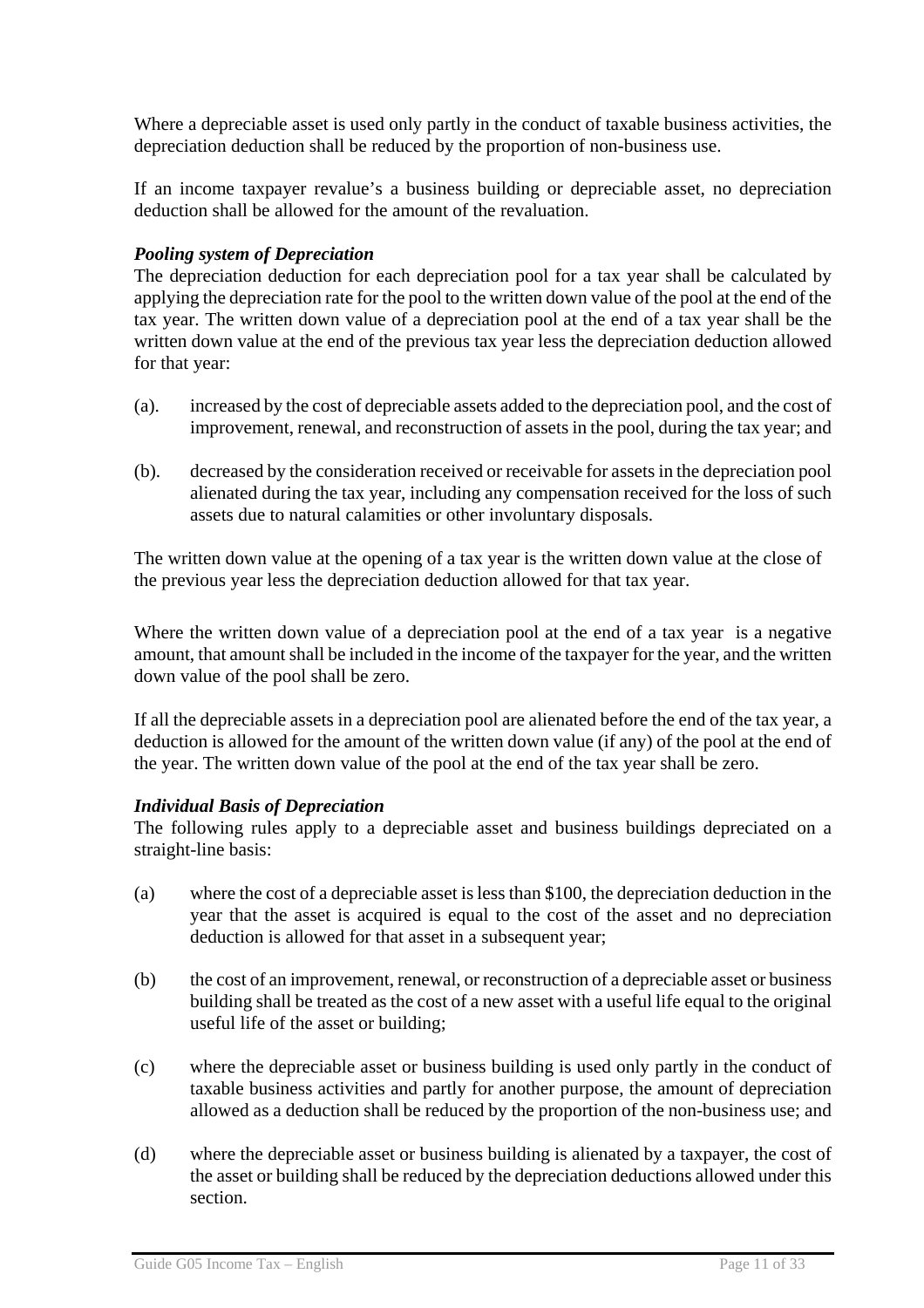Where a depreciable asset is used only partly in the conduct of taxable business activities, the depreciation deduction shall be reduced by the proportion of non-business use.

If an income taxpayer revalue's a business building or depreciable asset, no depreciation deduction shall be allowed for the amount of the revaluation.

***Pooling system of Depreciation***

The depreciation deduction for each depreciation pool for a tax year shall be calculated by applying the depreciation rate for the pool to the written down value of the pool at the end of the tax year. The written down value of a depreciation pool at the end of a tax year shall be the written down value at the end of the previous tax year less the depreciation deduction allowed for that year:

(a). increased by the cost of depreciable assets added to the depreciation pool, and the cost of improvement, renewal, and reconstruction of assets in the pool, during the tax year; and

(b). decreased by the consideration received or receivable for assets in the depreciation pool alienated during the tax year, including any compensation received for the loss of such assets due to natural calamities or other involuntary disposals.

The written down value at the opening of a tax year is the written down value at the close of the previous year less the depreciation deduction allowed for that tax year.

Where the written down value of a depreciation pool at the end of a tax year is a negative amount, that amount shall be included in the income of the taxpayer for the year, and the written down value of the pool shall be zero.

If all the depreciable assets in a depreciation pool are alienated before the end of the tax year, a deduction is allowed for the amount of the written down value (if any) of the pool at the end of the year. The written down value of the pool at the end of the tax year shall be zero.

***Individual Basis of Depreciation***

The following rules apply to a depreciable asset and business buildings depreciated on a straight-line basis:

(a) where the cost of a depreciable asset is less than $100, the depreciation deduction in the year that the asset is acquired is equal to the cost of the asset and no depreciation deduction is allowed for that asset in a subsequent year;

(b) the cost of an improvement, renewal, or reconstruction of a depreciable asset or business building shall be treated as the cost of a new asset with a useful life equal to the original useful life of the asset or building;

(c) where the depreciable asset or business building is used only partly in the conduct of taxable business activities and partly for another purpose, the amount of depreciation allowed as a deduction shall be reduced by the proportion of the non-business use; and

(d) where the depreciable asset or business building is alienated by a taxpayer, the cost of the asset or building shall be reduced by the depreciation deductions allowed under this section.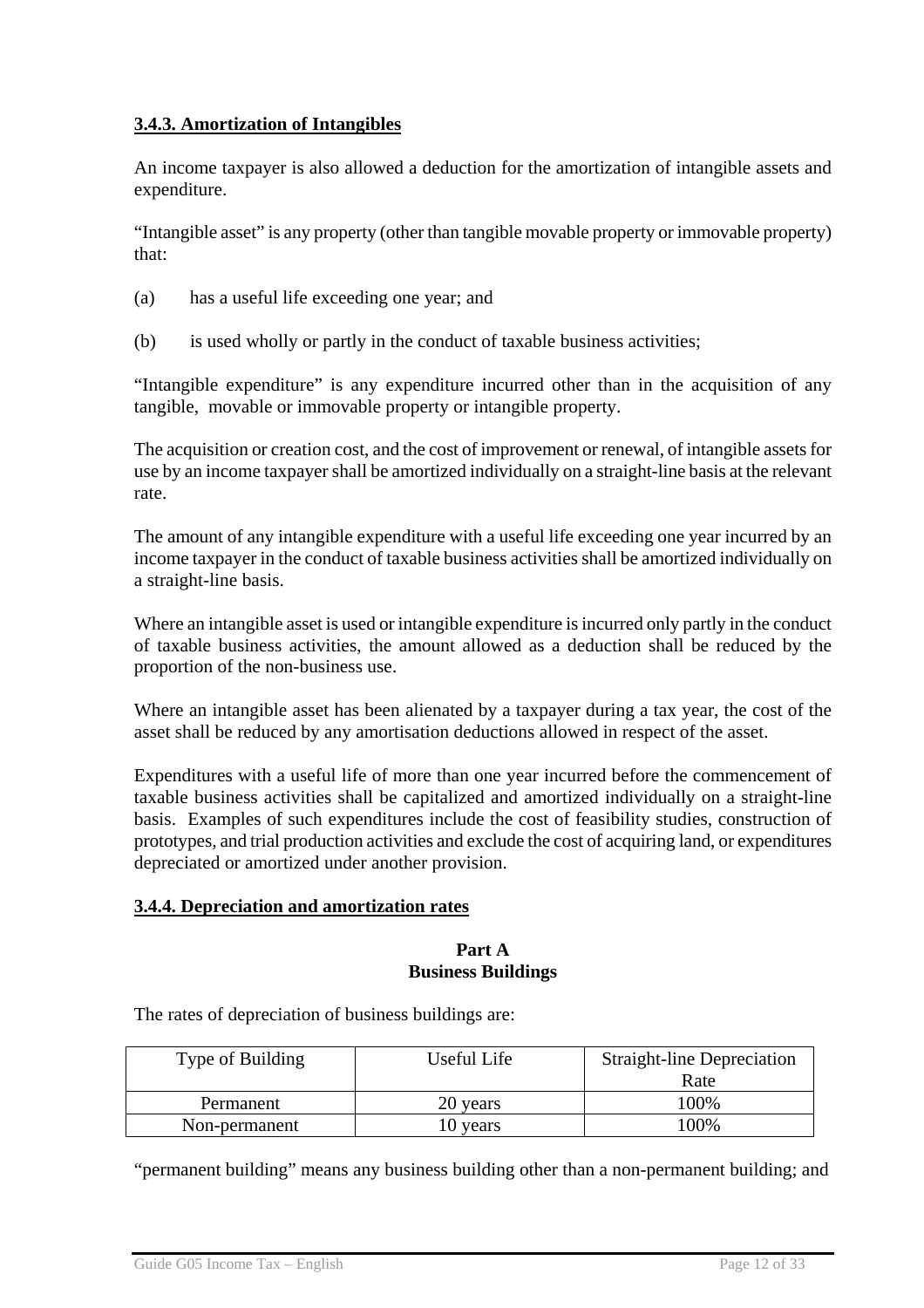### 3.4.3. Amortization of Intangibles

An income taxpayer is also allowed a deduction for the amortization of intangible assets and expenditure.

"Intangible asset" is any property (other than tangible movable property or immovable property) that:

(a) has a useful life exceeding one year; and

(b) is used wholly or partly in the conduct of taxable business activities;

"Intangible expenditure" is any expenditure incurred other than in the acquisition of any tangible, movable or immovable property or intangible property.

The acquisition or creation cost, and the cost of improvement or renewal, of intangible assets for use by an income taxpayer shall be amortized individually on a straight-line basis at the relevant rate.

The amount of any intangible expenditure with a useful life exceeding one year incurred by an income taxpayer in the conduct of taxable business activities shall be amortized individually on a straight-line basis.

Where an intangible asset is used or intangible expenditure is incurred only partly in the conduct of taxable business activities, the amount allowed as a deduction shall be reduced by the proportion of the non-business use.

Where an intangible asset has been alienated by a taxpayer during a tax year, the cost of the asset shall be reduced by any amortisation deductions allowed in respect of the asset.

Expenditures with a useful life of more than one year incurred before the commencement of taxable business activities shall be capitalized and amortized individually on a straight-line basis. Examples of such expenditures include the cost of feasibility studies, construction of prototypes, and trial production activities and exclude the cost of acquiring land, or expenditures depreciated or amortized under another provision.

### 3.4.4. Depreciation and amortization rates

**Part A**
**Business Buildings**

The rates of depreciation of business buildings are:

| Type of Building | Useful Life | Straight-line Depreciation Rate |
|---|---|---|
| Permanent | 20 years | 100% |
| Non-permanent | 10 years | 100% |

"permanent building" means any business building other than a non-permanent building; and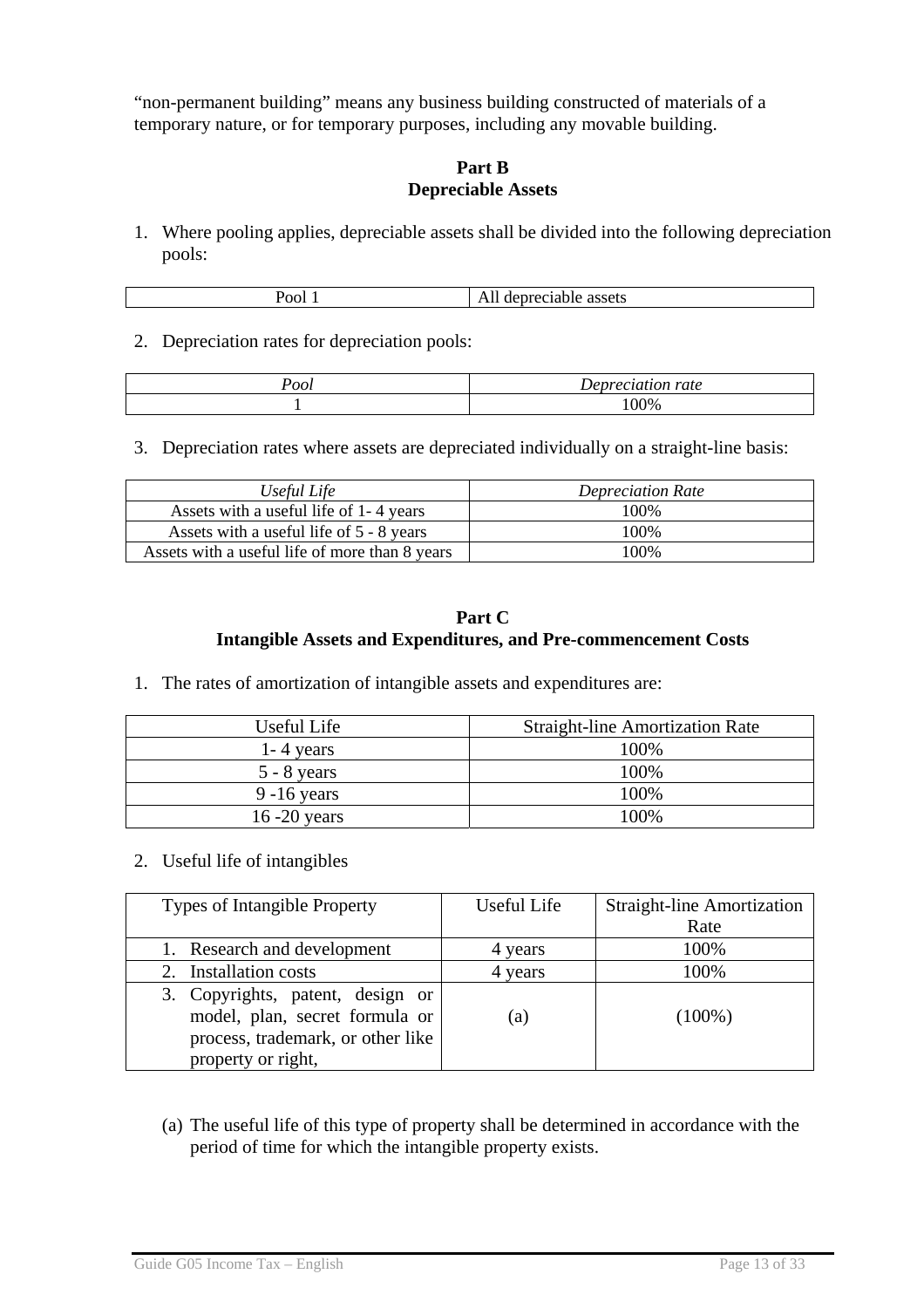"non-permanent building" means any business building constructed of materials of a temporary nature, or for temporary purposes, including any movable building.

## Part B
## Depreciable Assets

1. Where pooling applies, depreciable assets shall be divided into the following depreciation pools:

| Pool 1 | All depreciable assets |
|---|---|

2. Depreciation rates for depreciation pools:

| *Pool* | *Depreciation rate* |
|---|---|
| 1 | 100% |

3. Depreciation rates where assets are depreciated individually on a straight-line basis:

| *Useful Life* | *Depreciation Rate* |
|---|---|
| Assets with a useful life of 1- 4 years | 100% |
| Assets with a useful life of 5 - 8 years | 100% |
| Assets with a useful life of more than 8 years | 100% |

## Part C
## Intangible Assets and Expenditures, and Pre-commencement Costs

1. The rates of amortization of intangible assets and expenditures are:

| Useful Life | Straight-line Amortization Rate |
|---|---|
| 1- 4 years | 100% |
| 5 - 8 years | 100% |
| 9 -16 years | 100% |
| 16 -20 years | 100% |

2. Useful life of intangibles

| Types of Intangible Property | Useful Life | Straight-line Amortization Rate |
|---|---|---|
| 1. Research and development | 4 years | 100% |
| 2. Installation costs | 4 years | 100% |
| 3. Copyrights, patent, design or model, plan, secret formula or process, trademark, or other like property or right, | (a) | (100%) |

(a) The useful life of this type of property shall be determined in accordance with the period of time for which the intangible property exists.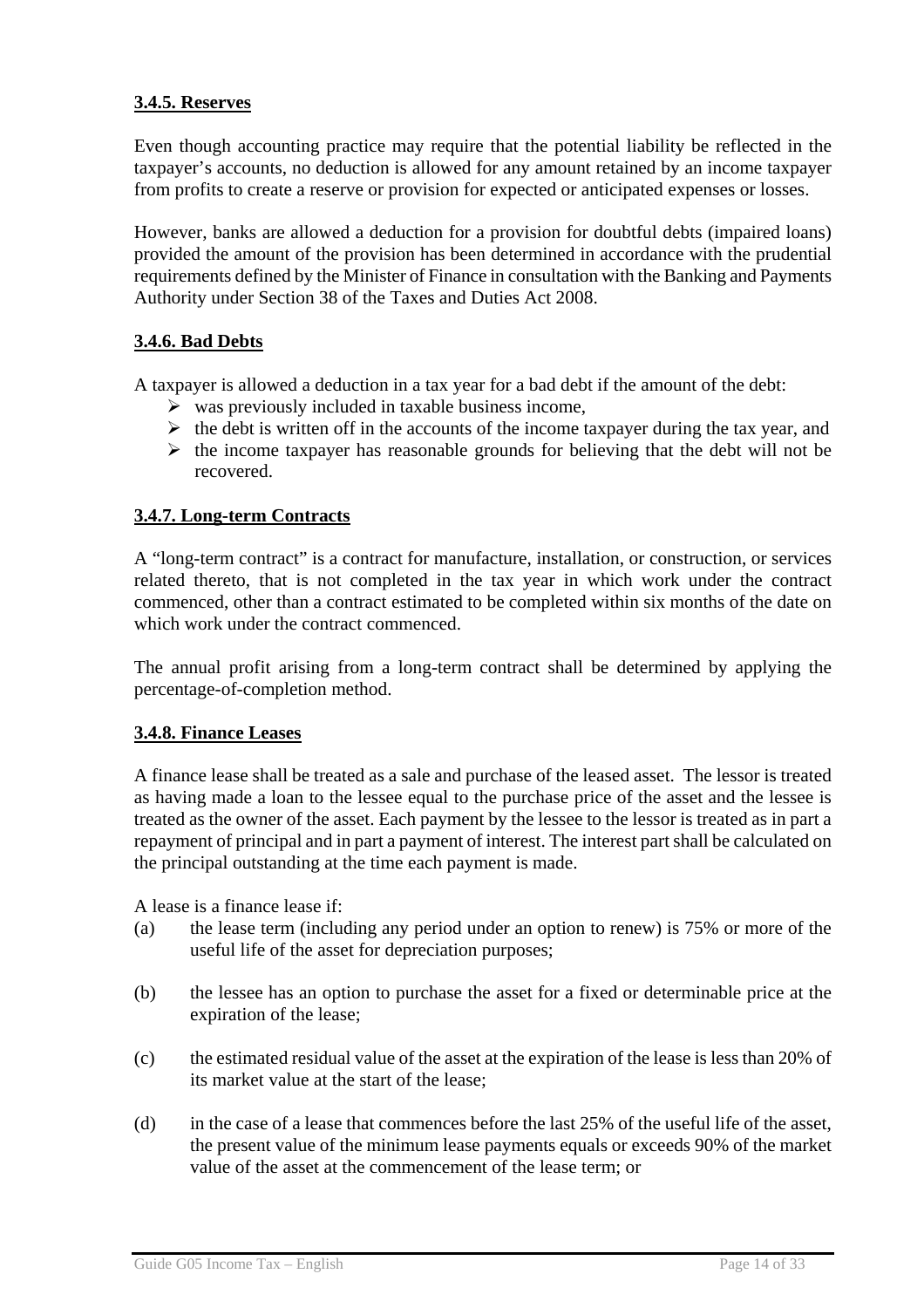#### 3.4.5. Reserves

Even though accounting practice may require that the potential liability be reflected in the taxpayer's accounts, no deduction is allowed for any amount retained by an income taxpayer from profits to create a reserve or provision for expected or anticipated expenses or losses.

However, banks are allowed a deduction for a provision for doubtful debts (impaired loans) provided the amount of the provision has been determined in accordance with the prudential requirements defined by the Minister of Finance in consultation with the Banking and Payments Authority under Section 38 of the Taxes and Duties Act 2008.

#### 3.4.6. Bad Debts

A taxpayer is allowed a deduction in a tax year for a bad debt if the amount of the debt:

- was previously included in taxable business income,
- the debt is written off in the accounts of the income taxpayer during the tax year, and
- the income taxpayer has reasonable grounds for believing that the debt will not be recovered.

#### 3.4.7. Long-term Contracts

A "long-term contract" is a contract for manufacture, installation, or construction, or services related thereto, that is not completed in the tax year in which work under the contract commenced, other than a contract estimated to be completed within six months of the date on which work under the contract commenced.

The annual profit arising from a long-term contract shall be determined by applying the percentage-of-completion method.

#### 3.4.8. Finance Leases

A finance lease shall be treated as a sale and purchase of the leased asset. The lessor is treated as having made a loan to the lessee equal to the purchase price of the asset and the lessee is treated as the owner of the asset. Each payment by the lessee to the lessor is treated as in part a repayment of principal and in part a payment of interest. The interest part shall be calculated on the principal outstanding at the time each payment is made.

A lease is a finance lease if:

(a) the lease term (including any period under an option to renew) is 75% or more of the useful life of the asset for depreciation purposes;

(b) the lessee has an option to purchase the asset for a fixed or determinable price at the expiration of the lease;

(c) the estimated residual value of the asset at the expiration of the lease is less than 20% of its market value at the start of the lease;

(d) in the case of a lease that commences before the last 25% of the useful life of the asset, the present value of the minimum lease payments equals or exceeds 90% of the market value of the asset at the commencement of the lease term; or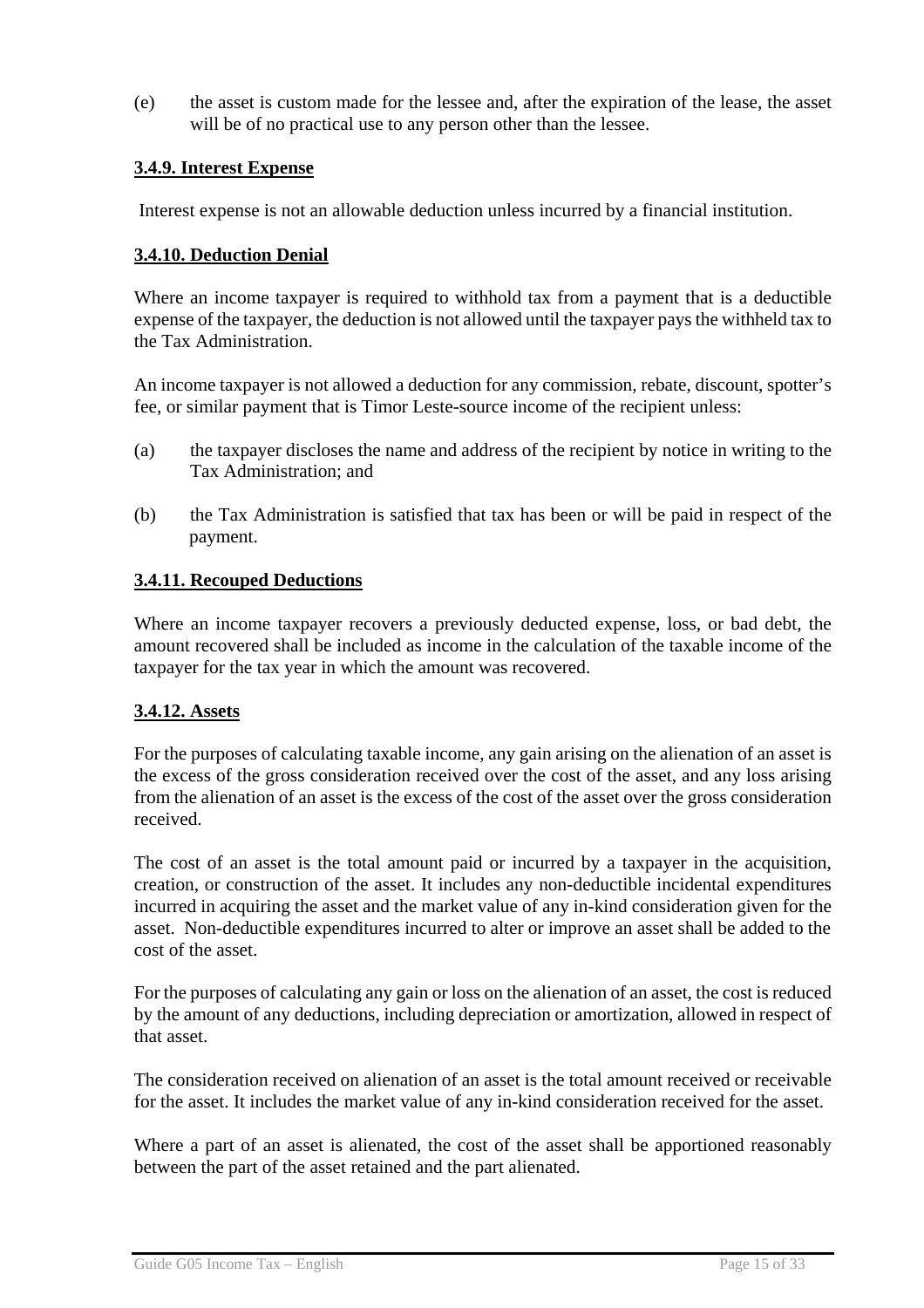(e) the asset is custom made for the lessee and, after the expiration of the lease, the asset will be of no practical use to any person other than the lessee.

### 3.4.9. Interest Expense

Interest expense is not an allowable deduction unless incurred by a financial institution.

### 3.4.10. Deduction Denial

Where an income taxpayer is required to withhold tax from a payment that is a deductible expense of the taxpayer, the deduction is not allowed until the taxpayer pays the withheld tax to the Tax Administration.

An income taxpayer is not allowed a deduction for any commission, rebate, discount, spotter's fee, or similar payment that is Timor Leste-source income of the recipient unless:

(a) the taxpayer discloses the name and address of the recipient by notice in writing to the Tax Administration; and

(b) the Tax Administration is satisfied that tax has been or will be paid in respect of the payment.

### 3.4.11. Recouped Deductions

Where an income taxpayer recovers a previously deducted expense, loss, or bad debt, the amount recovered shall be included as income in the calculation of the taxable income of the taxpayer for the tax year in which the amount was recovered.

### 3.4.12. Assets

For the purposes of calculating taxable income, any gain arising on the alienation of an asset is the excess of the gross consideration received over the cost of the asset, and any loss arising from the alienation of an asset is the excess of the cost of the asset over the gross consideration received.

The cost of an asset is the total amount paid or incurred by a taxpayer in the acquisition, creation, or construction of the asset. It includes any non-deductible incidental expenditures incurred in acquiring the asset and the market value of any in-kind consideration given for the asset. Non-deductible expenditures incurred to alter or improve an asset shall be added to the cost of the asset.

For the purposes of calculating any gain or loss on the alienation of an asset, the cost is reduced by the amount of any deductions, including depreciation or amortization, allowed in respect of that asset.

The consideration received on alienation of an asset is the total amount received or receivable for the asset. It includes the market value of any in-kind consideration received for the asset.

Where a part of an asset is alienated, the cost of the asset shall be apportioned reasonably between the part of the asset retained and the part alienated.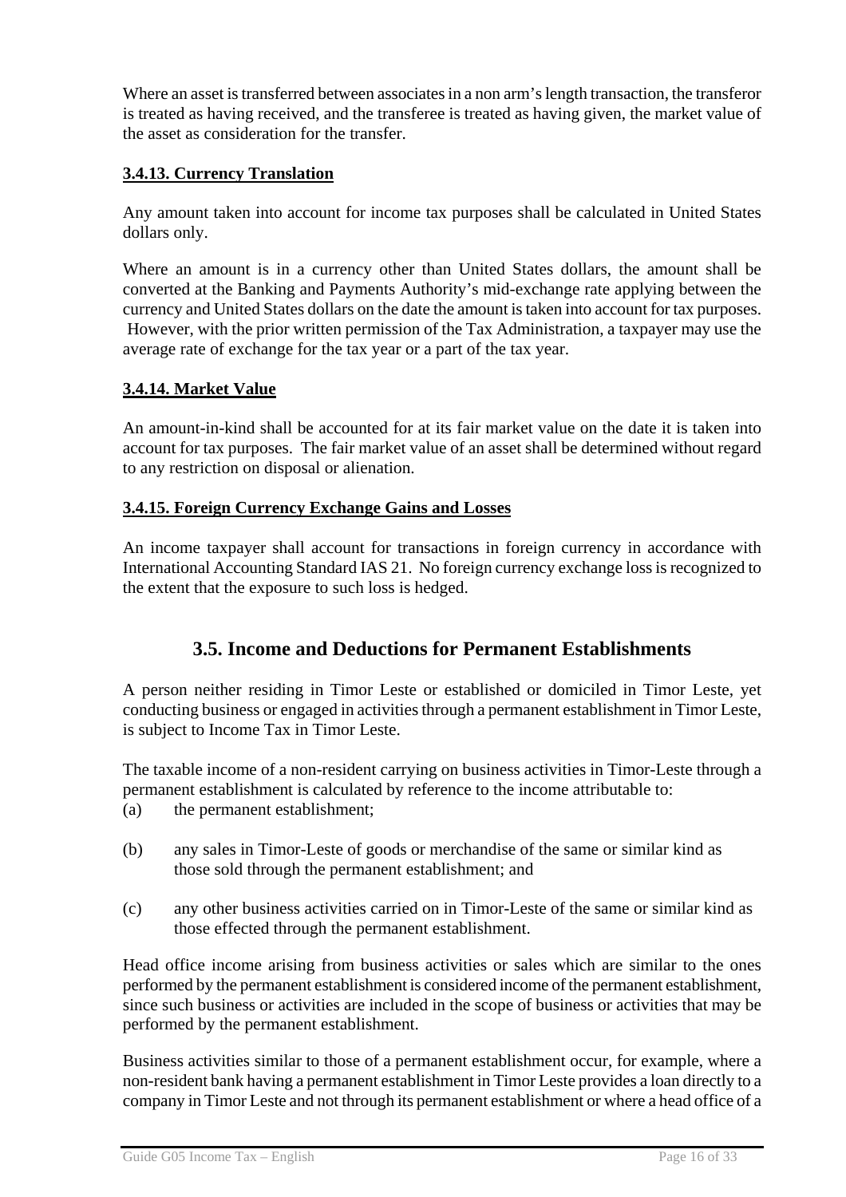Where an asset is transferred between associates in a non arm's length transaction, the transferor is treated as having received, and the transferee is treated as having given, the market value of the asset as consideration for the transfer.

#### 3.4.13. Currency Translation

Any amount taken into account for income tax purposes shall be calculated in United States dollars only.

Where an amount is in a currency other than United States dollars, the amount shall be converted at the Banking and Payments Authority's mid-exchange rate applying between the currency and United States dollars on the date the amount is taken into account for tax purposes. However, with the prior written permission of the Tax Administration, a taxpayer may use the average rate of exchange for the tax year or a part of the tax year.

#### 3.4.14. Market Value

An amount-in-kind shall be accounted for at its fair market value on the date it is taken into account for tax purposes. The fair market value of an asset shall be determined without regard to any restriction on disposal or alienation.

#### 3.4.15. Foreign Currency Exchange Gains and Losses

An income taxpayer shall account for transactions in foreign currency in accordance with International Accounting Standard IAS 21. No foreign currency exchange loss is recognized to the extent that the exposure to such loss is hedged.

## 3.5. Income and Deductions for Permanent Establishments

A person neither residing in Timor Leste or established or domiciled in Timor Leste, yet conducting business or engaged in activities through a permanent establishment in Timor Leste, is subject to Income Tax in Timor Leste.

The taxable income of a non-resident carrying on business activities in Timor-Leste through a permanent establishment is calculated by reference to the income attributable to:

(a) the permanent establishment;

(b) any sales in Timor-Leste of goods or merchandise of the same or similar kind as those sold through the permanent establishment; and

(c) any other business activities carried on in Timor-Leste of the same or similar kind as those effected through the permanent establishment.

Head office income arising from business activities or sales which are similar to the ones performed by the permanent establishment is considered income of the permanent establishment, since such business or activities are included in the scope of business or activities that may be performed by the permanent establishment.

Business activities similar to those of a permanent establishment occur, for example, where a non-resident bank having a permanent establishment in Timor Leste provides a loan directly to a company in Timor Leste and not through its permanent establishment or where a head office of a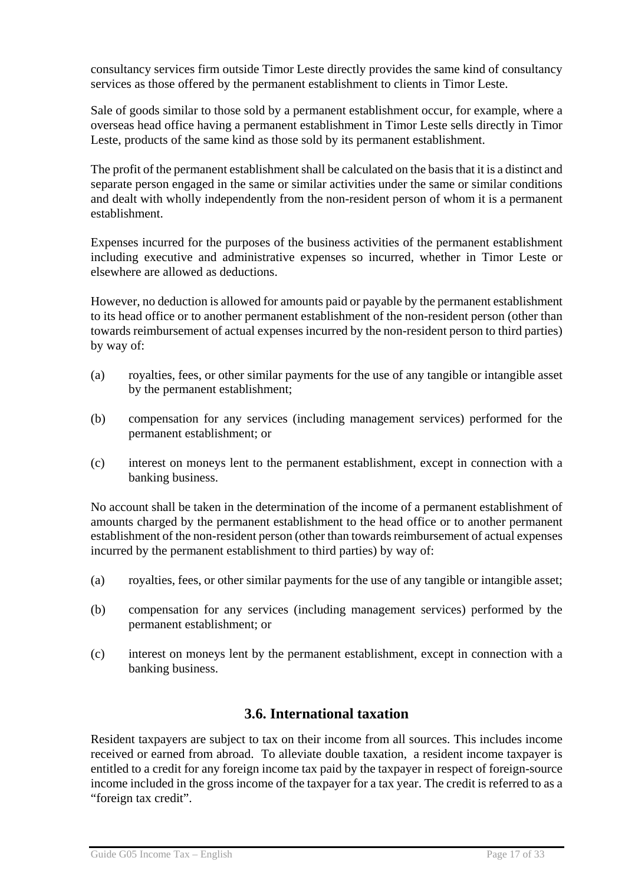consultancy services firm outside Timor Leste directly provides the same kind of consultancy services as those offered by the permanent establishment to clients in Timor Leste.

Sale of goods similar to those sold by a permanent establishment occur, for example, where a overseas head office having a permanent establishment in Timor Leste sells directly in Timor Leste, products of the same kind as those sold by its permanent establishment.

The profit of the permanent establishment shall be calculated on the basis that it is a distinct and separate person engaged in the same or similar activities under the same or similar conditions and dealt with wholly independently from the non-resident person of whom it is a permanent establishment.

Expenses incurred for the purposes of the business activities of the permanent establishment including executive and administrative expenses so incurred, whether in Timor Leste or elsewhere are allowed as deductions.

However, no deduction is allowed for amounts paid or payable by the permanent establishment to its head office or to another permanent establishment of the non-resident person (other than towards reimbursement of actual expenses incurred by the non-resident person to third parties) by way of:

(a) royalties, fees, or other similar payments for the use of any tangible or intangible asset by the permanent establishment;

(b) compensation for any services (including management services) performed for the permanent establishment; or

(c) interest on moneys lent to the permanent establishment, except in connection with a banking business.

No account shall be taken in the determination of the income of a permanent establishment of amounts charged by the permanent establishment to the head office or to another permanent establishment of the non-resident person (other than towards reimbursement of actual expenses incurred by the permanent establishment to third parties) by way of:

(a) royalties, fees, or other similar payments for the use of any tangible or intangible asset;

(b) compensation for any services (including management services) performed by the permanent establishment; or

(c) interest on moneys lent by the permanent establishment, except in connection with a banking business.

## 3.6. International taxation

Resident taxpayers are subject to tax on their income from all sources. This includes income received or earned from abroad. To alleviate double taxation, a resident income taxpayer is entitled to a credit for any foreign income tax paid by the taxpayer in respect of foreign-source income included in the gross income of the taxpayer for a tax year. The credit is referred to as a "foreign tax credit".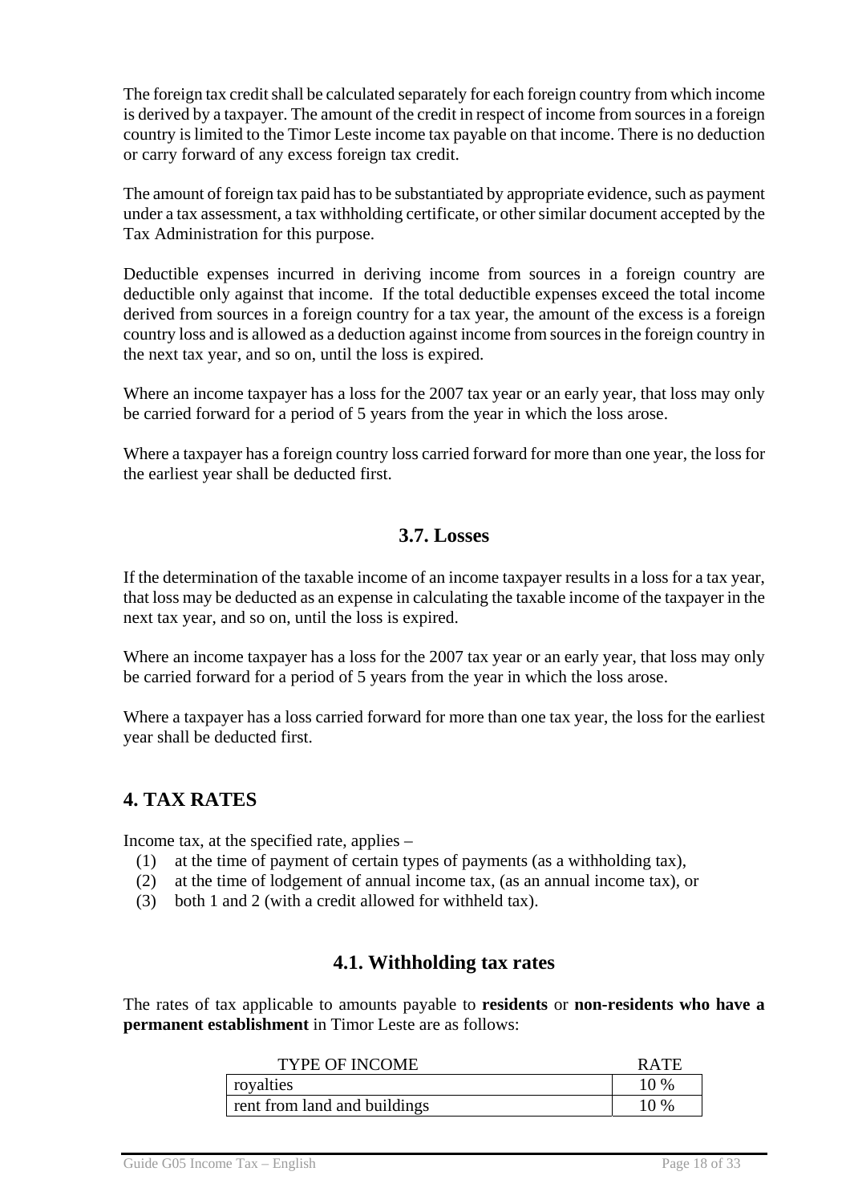The foreign tax credit shall be calculated separately for each foreign country from which income is derived by a taxpayer. The amount of the credit in respect of income from sources in a foreign country is limited to the Timor Leste income tax payable on that income. There is no deduction or carry forward of any excess foreign tax credit.

The amount of foreign tax paid has to be substantiated by appropriate evidence, such as payment under a tax assessment, a tax withholding certificate, or other similar document accepted by the Tax Administration for this purpose.

Deductible expenses incurred in deriving income from sources in a foreign country are deductible only against that income. If the total deductible expenses exceed the total income derived from sources in a foreign country for a tax year, the amount of the excess is a foreign country loss and is allowed as a deduction against income from sources in the foreign country in the next tax year, and so on, until the loss is expired.

Where an income taxpayer has a loss for the 2007 tax year or an early year, that loss may only be carried forward for a period of 5 years from the year in which the loss arose.

Where a taxpayer has a foreign country loss carried forward for more than one year, the loss for the earliest year shall be deducted first.

### 3.7. Losses

If the determination of the taxable income of an income taxpayer results in a loss for a tax year, that loss may be deducted as an expense in calculating the taxable income of the taxpayer in the next tax year, and so on, until the loss is expired.

Where an income taxpayer has a loss for the 2007 tax year or an early year, that loss may only be carried forward for a period of 5 years from the year in which the loss arose.

Where a taxpayer has a loss carried forward for more than one tax year, the loss for the earliest year shall be deducted first.

## 4. TAX RATES

Income tax, at the specified rate, applies –

(1) at the time of payment of certain types of payments (as a withholding tax),
(2) at the time of lodgement of annual income tax, (as an annual income tax), or
(3) both 1 and 2 (with a credit allowed for withheld tax).

### 4.1. Withholding tax rates

The rates of tax applicable to amounts payable to **residents** or **non-residents who have a permanent establishment** in Timor Leste are as follows:

| TYPE OF INCOME | RATE |
|---|---|
| royalties | 10 % |
| rent from land and buildings | 10 % |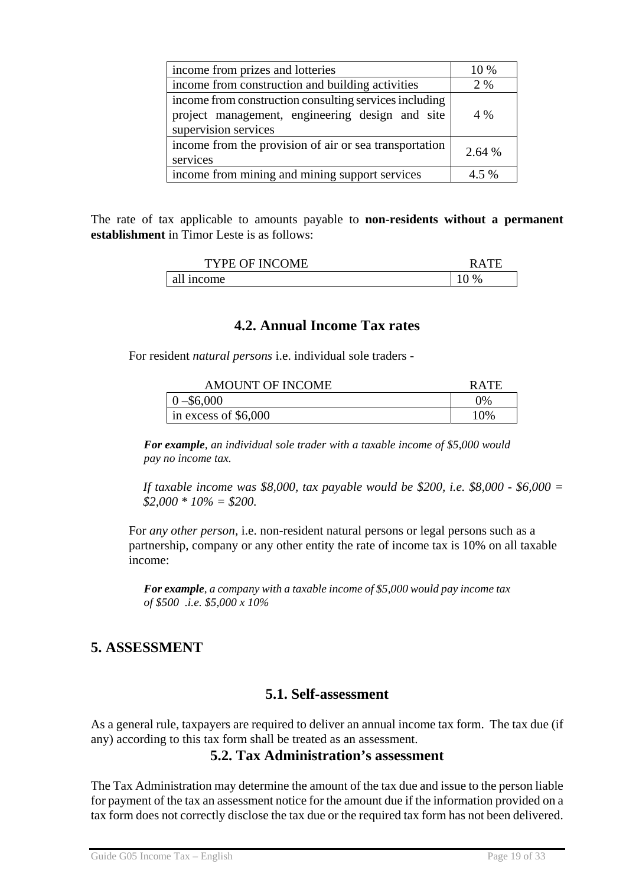| | |
|---|---|
| income from prizes and lotteries | 10 % |
| income from construction and building activities | 2 % |
| income from construction consulting services including project management, engineering design and site supervision services | 4 % |
| income from the provision of air or sea transportation services | 2.64 % |
| income from mining and mining support services | 4.5 % |

The rate of tax applicable to amounts payable to **non-residents without a permanent establishment** in Timor Leste is as follows:

| TYPE OF INCOME | RATE |
|---|---|
| all income | 10 % |

## 4.2. Annual Income Tax rates

For resident *natural persons* i.e. individual sole traders -

| AMOUNT OF INCOME | RATE |
|---|---|
| 0 –$6,000 | 0% |
| in excess of $6,000 | 10% |

***For example**, an individual sole trader with a taxable income of $5,000 would pay no income tax.*

*If taxable income was $8,000, tax payable would be $200, i.e. $8,000 - $6,000 = $2,000 * 10% = $200.*

For *any other person*, i.e. non-resident natural persons or legal persons such as a partnership, company or any other entity the rate of income tax is 10% on all taxable income:

***For example**, a company with a taxable income of $5,000 would pay income tax of $500 .i.e. $5,000 x 10%*

# 5. ASSESSMENT

## 5.1. Self-assessment

As a general rule, taxpayers are required to deliver an annual income tax form. The tax due (if any) according to this tax form shall be treated as an assessment.

## 5.2. Tax Administration's assessment

The Tax Administration may determine the amount of the tax due and issue to the person liable for payment of the tax an assessment notice for the amount due if the information provided on a tax form does not correctly disclose the tax due or the required tax form has not been delivered.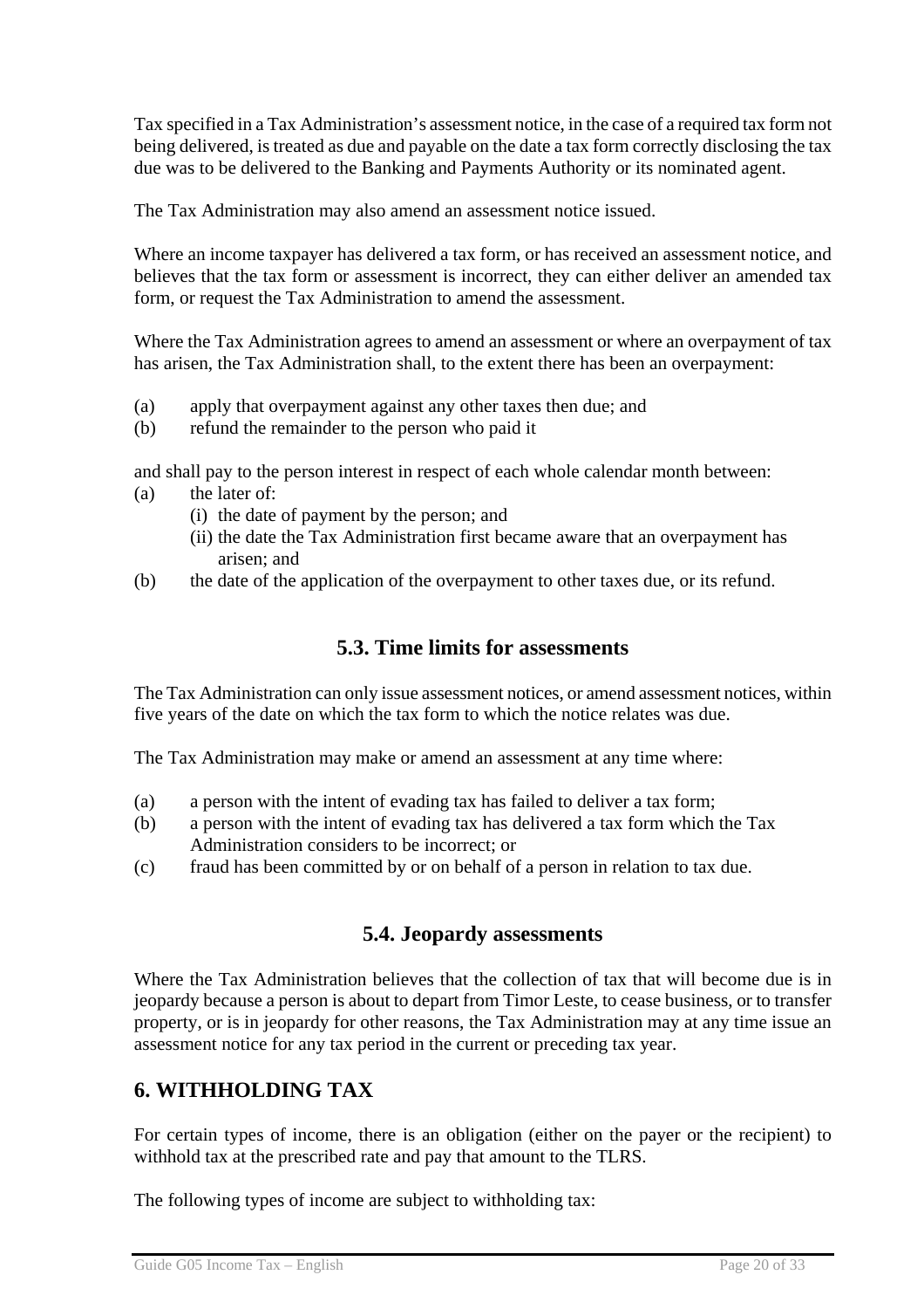Tax specified in a Tax Administration's assessment notice, in the case of a required tax form not being delivered, is treated as due and payable on the date a tax form correctly disclosing the tax due was to be delivered to the Banking and Payments Authority or its nominated agent.

The Tax Administration may also amend an assessment notice issued.

Where an income taxpayer has delivered a tax form, or has received an assessment notice, and believes that the tax form or assessment is incorrect, they can either deliver an amended tax form, or request the Tax Administration to amend the assessment.

Where the Tax Administration agrees to amend an assessment or where an overpayment of tax has arisen, the Tax Administration shall, to the extent there has been an overpayment:

(a) apply that overpayment against any other taxes then due; and
(b) refund the remainder to the person who paid it

and shall pay to the person interest in respect of each whole calendar month between:

(a) the later of:
    (i) the date of payment by the person; and
    (ii) the date the Tax Administration first became aware that an overpayment has arisen; and
(b) the date of the application of the overpayment to other taxes due, or its refund.

### 5.3. Time limits for assessments

The Tax Administration can only issue assessment notices, or amend assessment notices, within five years of the date on which the tax form to which the notice relates was due.

The Tax Administration may make or amend an assessment at any time where:

(a) a person with the intent of evading tax has failed to deliver a tax form;
(b) a person with the intent of evading tax has delivered a tax form which the Tax Administration considers to be incorrect; or
(c) fraud has been committed by or on behalf of a person in relation to tax due.

### 5.4. Jeopardy assessments

Where the Tax Administration believes that the collection of tax that will become due is in jeopardy because a person is about to depart from Timor Leste, to cease business, or to transfer property, or is in jeopardy for other reasons, the Tax Administration may at any time issue an assessment notice for any tax period in the current or preceding tax year.

## 6. WITHHOLDING TAX

For certain types of income, there is an obligation (either on the payer or the recipient) to withhold tax at the prescribed rate and pay that amount to the TLRS.

The following types of income are subject to withholding tax: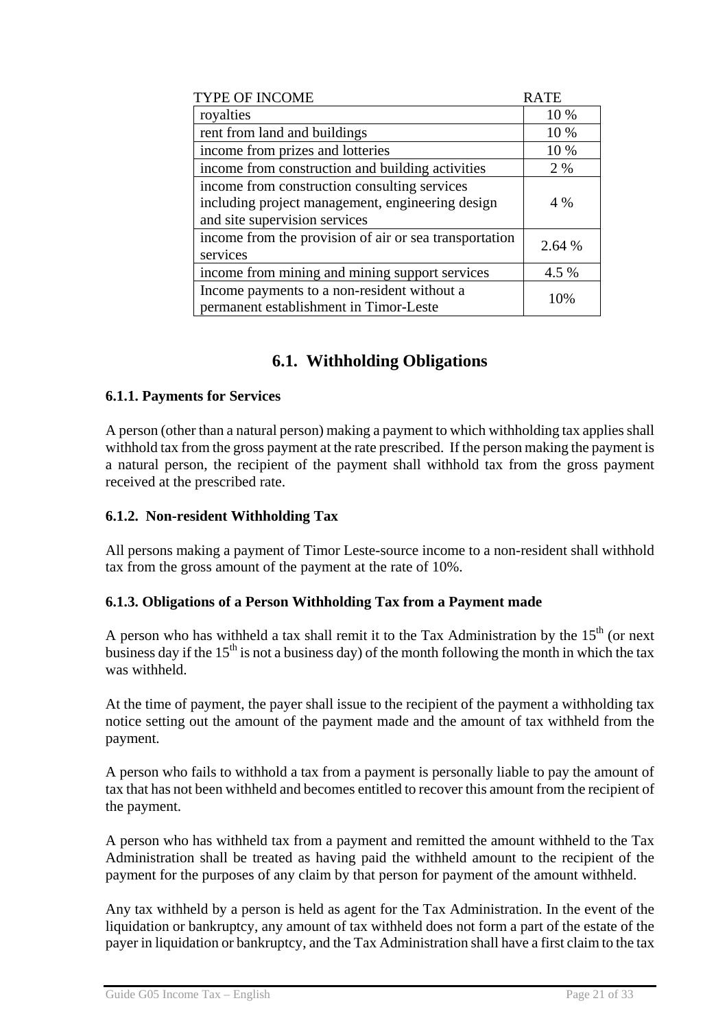| TYPE OF INCOME | RATE |
| --- | --- |
| royalties | 10 % |
| rent from land and buildings | 10 % |
| income from prizes and lotteries | 10 % |
| income from construction and building activities | 2 % |
| income from construction consulting services including project management, engineering design and site supervision services | 4 % |
| income from the provision of air or sea transportation services | 2.64 % |
| income from mining and mining support services | 4.5 % |
| Income payments to a non-resident without a permanent establishment in Timor-Leste | 10% |

## 6.1. Withholding Obligations

### 6.1.1. Payments for Services

A person (other than a natural person) making a payment to which withholding tax applies shall withhold tax from the gross payment at the rate prescribed. If the person making the payment is a natural person, the recipient of the payment shall withhold tax from the gross payment received at the prescribed rate.

### 6.1.2. Non-resident Withholding Tax

All persons making a payment of Timor Leste-source income to a non-resident shall withhold tax from the gross amount of the payment at the rate of 10%.

### 6.1.3. Obligations of a Person Withholding Tax from a Payment made

A person who has withheld a tax shall remit it to the Tax Administration by the 15th (or next business day if the 15th is not a business day) of the month following the month in which the tax was withheld.

At the time of payment, the payer shall issue to the recipient of the payment a withholding tax notice setting out the amount of the payment made and the amount of tax withheld from the payment.

A person who fails to withhold a tax from a payment is personally liable to pay the amount of tax that has not been withheld and becomes entitled to recover this amount from the recipient of the payment.

A person who has withheld tax from a payment and remitted the amount withheld to the Tax Administration shall be treated as having paid the withheld amount to the recipient of the payment for the purposes of any claim by that person for payment of the amount withheld.

Any tax withheld by a person is held as agent for the Tax Administration. In the event of the liquidation or bankruptcy, any amount of tax withheld does not form a part of the estate of the payer in liquidation or bankruptcy, and the Tax Administration shall have a first claim to the tax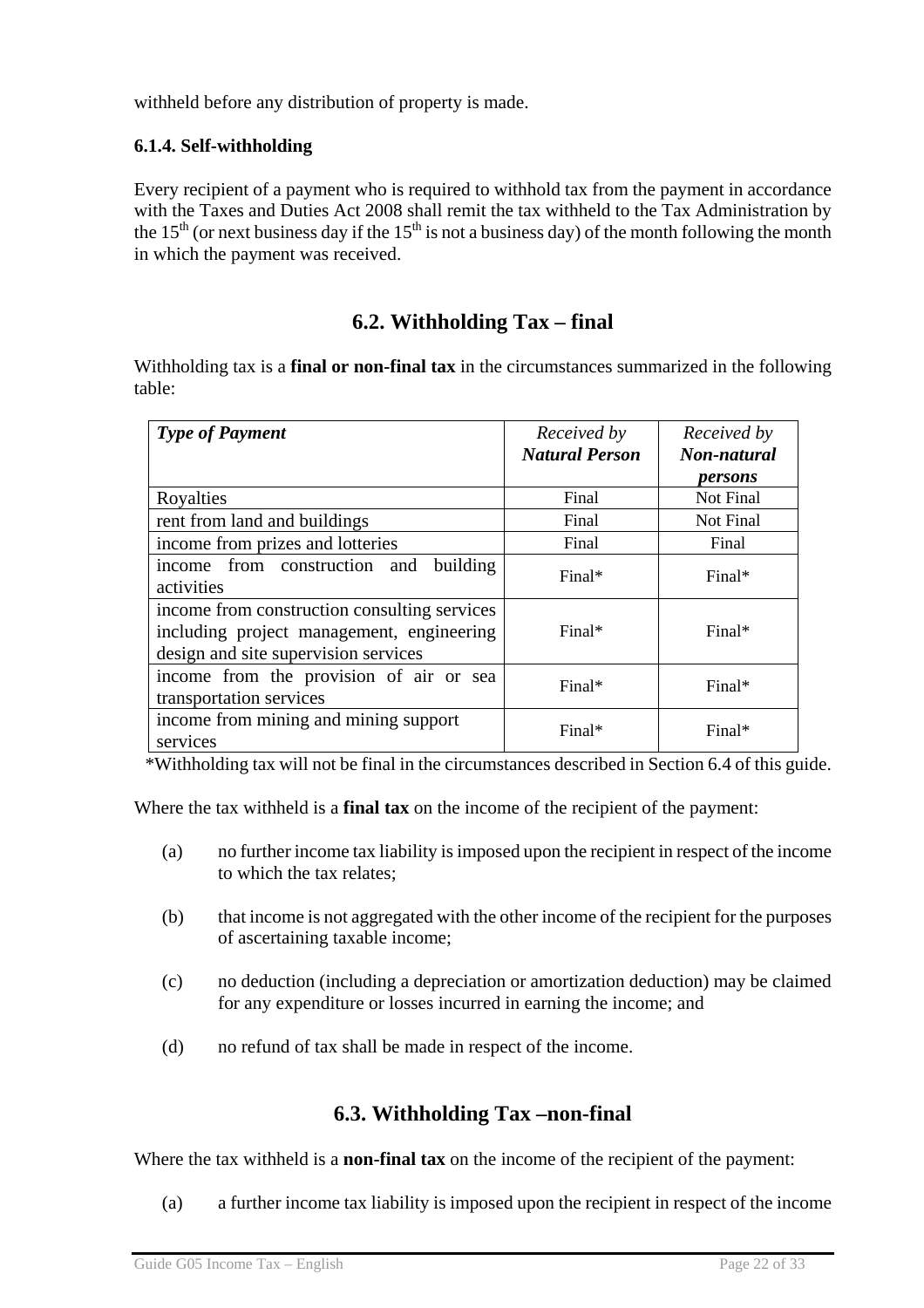withheld before any distribution of property is made.

#### 6.1.4. Self-withholding

Every recipient of a payment who is required to withhold tax from the payment in accordance with the Taxes and Duties Act 2008 shall remit the tax withheld to the Tax Administration by the 15th (or next business day if the 15th is not a business day) of the month following the month in which the payment was received.

## 6.2. Withholding Tax – final

Withholding tax is a **final or non-final tax** in the circumstances summarized in the following table:

| ***Type of Payment*** | *Received by* ***Natural Person*** | *Received by* ***Non-natural persons*** |
|---|---|---|
| Royalties | Final | Not Final |
| rent from land and buildings | Final | Not Final |
| income from prizes and lotteries | Final | Final |
| income from construction and building activities | Final* | Final* |
| income from construction consulting services including project management, engineering design and site supervision services | Final* | Final* |
| income from the provision of air or sea transportation services | Final* | Final* |
| income from mining and mining support services | Final* | Final* |

*Withholding tax will not be final in the circumstances described in Section 6.4 of this guide.

Where the tax withheld is a **final tax** on the income of the recipient of the payment:

(a) no further income tax liability is imposed upon the recipient in respect of the income to which the tax relates;

(b) that income is not aggregated with the other income of the recipient for the purposes of ascertaining taxable income;

(c) no deduction (including a depreciation or amortization deduction) may be claimed for any expenditure or losses incurred in earning the income; and

(d) no refund of tax shall be made in respect of the income.

## 6.3. Withholding Tax –non-final

Where the tax withheld is a **non-final tax** on the income of the recipient of the payment:

(a) a further income tax liability is imposed upon the recipient in respect of the income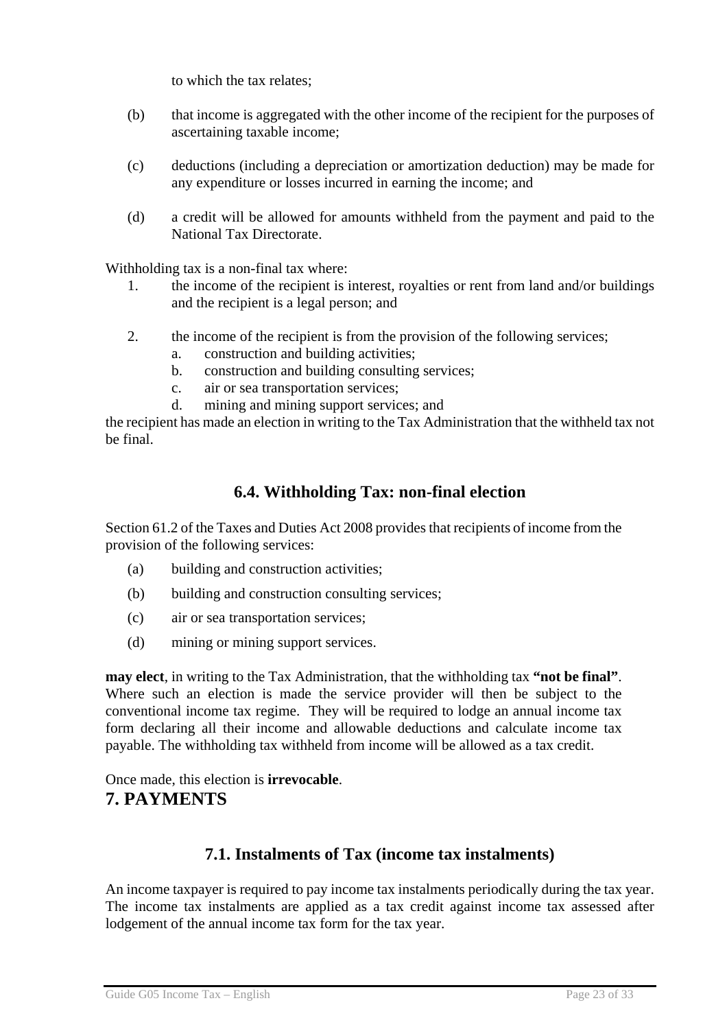to which the tax relates;

(b) that income is aggregated with the other income of the recipient for the purposes of ascertaining taxable income;

(c) deductions (including a depreciation or amortization deduction) may be made for any expenditure or losses incurred in earning the income; and

(d) a credit will be allowed for amounts withheld from the payment and paid to the National Tax Directorate.

Withholding tax is a non-final tax where:

1. the income of the recipient is interest, royalties or rent from land and/or buildings and the recipient is a legal person; and

2. the income of the recipient is from the provision of the following services;
   a. construction and building activities;
   b. construction and building consulting services;
   c. air or sea transportation services;
   d. mining and mining support services; and

the recipient has made an election in writing to the Tax Administration that the withheld tax not be final.

## 6.4. Withholding Tax: non-final election

Section 61.2 of the Taxes and Duties Act 2008 provides that recipients of income from the provision of the following services:

(a) building and construction activities;

(b) building and construction consulting services;

(c) air or sea transportation services;

(d) mining or mining support services.

**may elect**, in writing to the Tax Administration, that the withholding tax **"not be final"**. Where such an election is made the service provider will then be subject to the conventional income tax regime. They will be required to lodge an annual income tax form declaring all their income and allowable deductions and calculate income tax payable. The withholding tax withheld from income will be allowed as a tax credit.

Once made, this election is **irrevocable**.

# 7. PAYMENTS

## 7.1. Instalments of Tax (income tax instalments)

An income taxpayer is required to pay income tax instalments periodically during the tax year. The income tax instalments are applied as a tax credit against income tax assessed after lodgement of the annual income tax form for the tax year.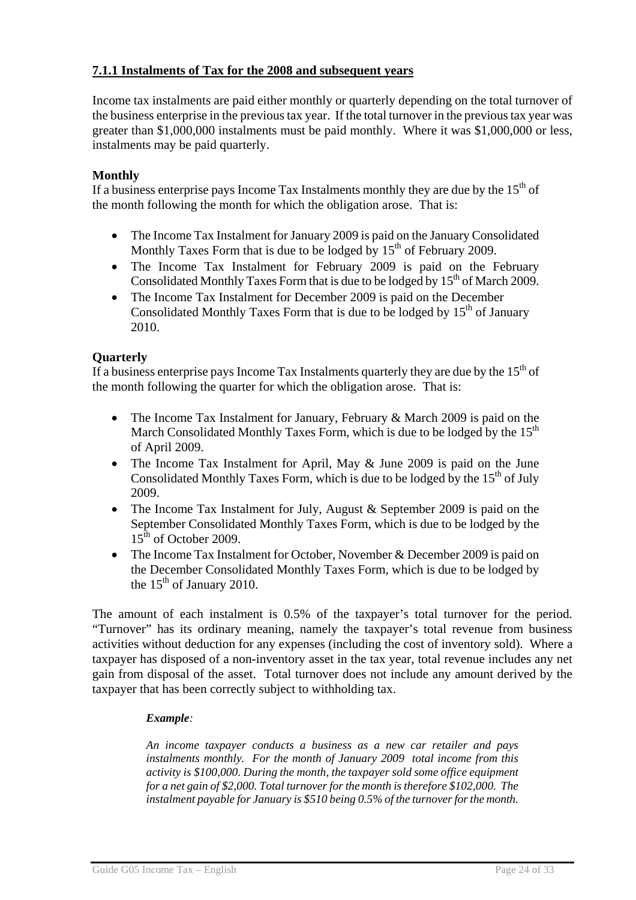### 7.1.1 Instalments of Tax for the 2008 and subsequent years

Income tax instalments are paid either monthly or quarterly depending on the total turnover of the business enterprise in the previous tax year. If the total turnover in the previous tax year was greater than $1,000,000 instalments must be paid monthly. Where it was $1,000,000 or less, instalments may be paid quarterly.

**Monthly**

If a business enterprise pays Income Tax Instalments monthly they are due by the 15th of the month following the month for which the obligation arose. That is:

- The Income Tax Instalment for January 2009 is paid on the January Consolidated Monthly Taxes Form that is due to be lodged by 15th of February 2009.
- The Income Tax Instalment for February 2009 is paid on the February Consolidated Monthly Taxes Form that is due to be lodged by 15th of March 2009.
- The Income Tax Instalment for December 2009 is paid on the December Consolidated Monthly Taxes Form that is due to be lodged by 15th of January 2010.

**Quarterly**

If a business enterprise pays Income Tax Instalments quarterly they are due by the 15th of the month following the quarter for which the obligation arose. That is:

- The Income Tax Instalment for January, February & March 2009 is paid on the March Consolidated Monthly Taxes Form, which is due to be lodged by the 15th of April 2009.
- The Income Tax Instalment for April, May & June 2009 is paid on the June Consolidated Monthly Taxes Form, which is due to be lodged by the 15th of July 2009.
- The Income Tax Instalment for July, August & September 2009 is paid on the September Consolidated Monthly Taxes Form, which is due to be lodged by the 15th of October 2009.
- The Income Tax Instalment for October, November & December 2009 is paid on the December Consolidated Monthly Taxes Form, which is due to be lodged by the 15th of January 2010.

The amount of each instalment is 0.5% of the taxpayer's total turnover for the period. "Turnover" has its ordinary meaning, namely the taxpayer's total revenue from business activities without deduction for any expenses (including the cost of inventory sold). Where a taxpayer has disposed of a non-inventory asset in the tax year, total revenue includes any net gain from disposal of the asset. Total turnover does not include any amount derived by the taxpayer that has been correctly subject to withholding tax.

> ***Example:***
>
> *An income taxpayer conducts a business as a new car retailer and pays instalments monthly. For the month of January 2009 total income from this activity is $100,000. During the month, the taxpayer sold some office equipment for a net gain of $2,000. Total turnover for the month is therefore $102,000. The instalment payable for January is $510 being 0.5% of the turnover for the month.*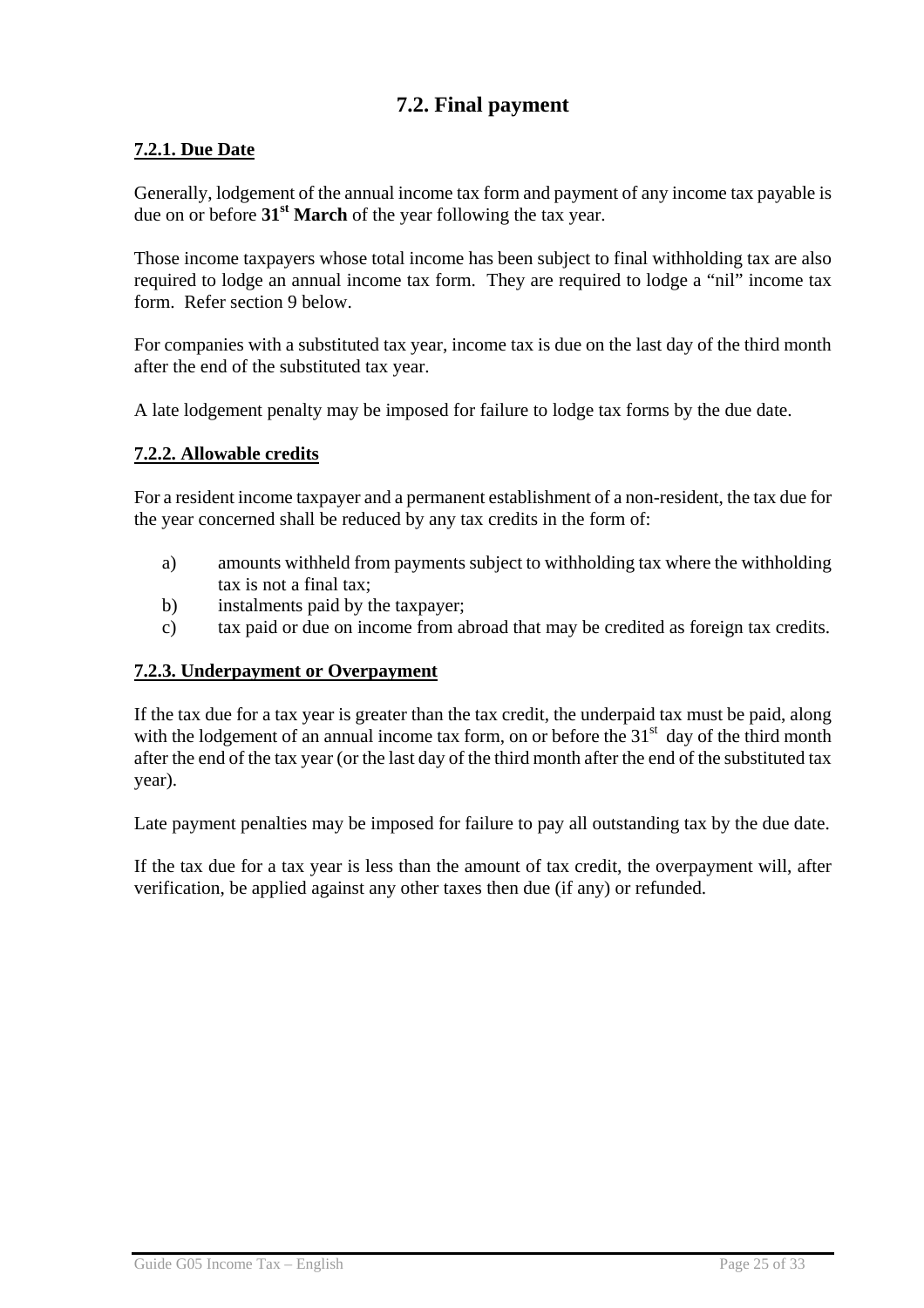## 7.2. Final payment

### 7.2.1. Due Date

Generally, lodgement of the annual income tax form and payment of any income tax payable is due on or before **31st March** of the year following the tax year.

Those income taxpayers whose total income has been subject to final withholding tax are also required to lodge an annual income tax form. They are required to lodge a "nil" income tax form. Refer section 9 below.

For companies with a substituted tax year, income tax is due on the last day of the third month after the end of the substituted tax year.

A late lodgement penalty may be imposed for failure to lodge tax forms by the due date.

### 7.2.2. Allowable credits

For a resident income taxpayer and a permanent establishment of a non-resident, the tax due for the year concerned shall be reduced by any tax credits in the form of:

a) amounts withheld from payments subject to withholding tax where the withholding tax is not a final tax;
b) instalments paid by the taxpayer;
c) tax paid or due on income from abroad that may be credited as foreign tax credits.

### 7.2.3. Underpayment or Overpayment

If the tax due for a tax year is greater than the tax credit, the underpaid tax must be paid, along with the lodgement of an annual income tax form, on or before the 31st day of the third month after the end of the tax year (or the last day of the third month after the end of the substituted tax year).

Late payment penalties may be imposed for failure to pay all outstanding tax by the due date.

If the tax due for a tax year is less than the amount of tax credit, the overpayment will, after verification, be applied against any other taxes then due (if any) or refunded.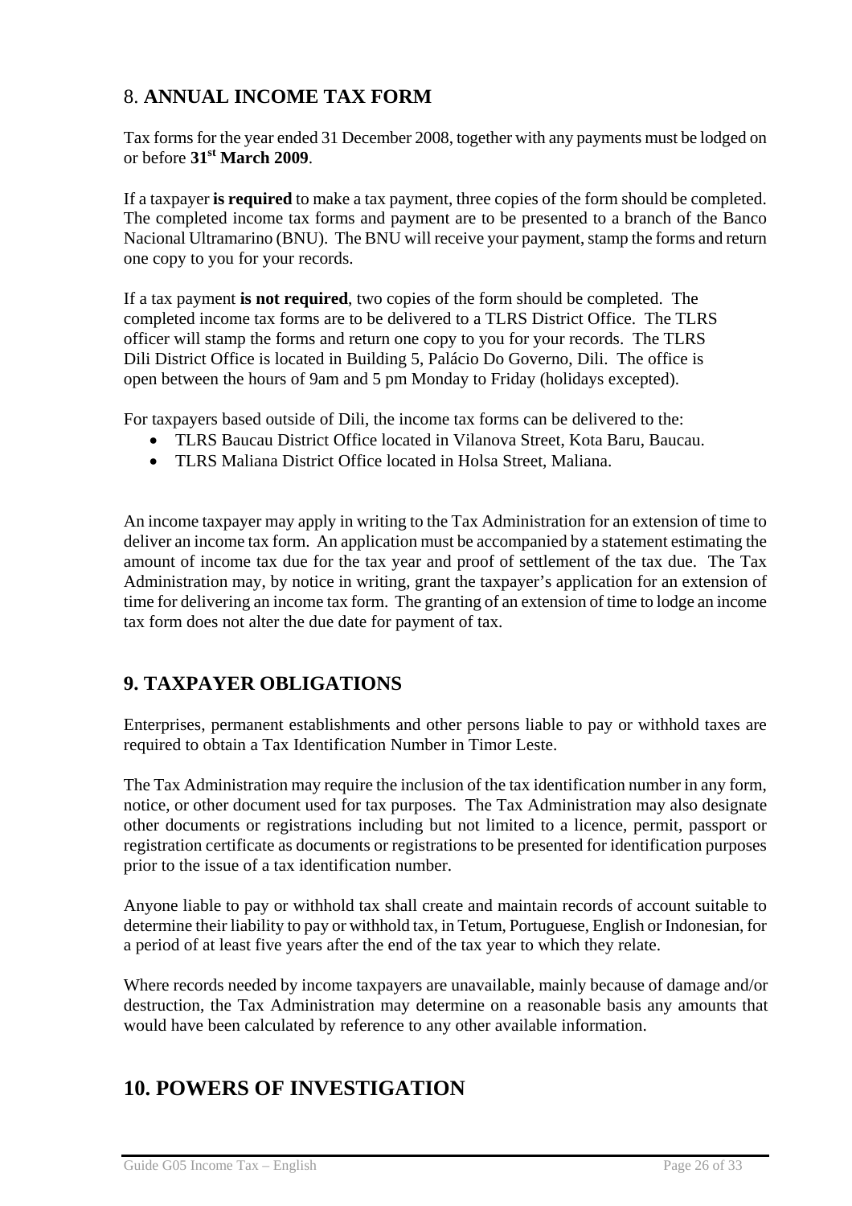## 8. ANNUAL INCOME TAX FORM

Tax forms for the year ended 31 December 2008, together with any payments must be lodged on or before **31st March 2009**.

If a taxpayer **is required** to make a tax payment, three copies of the form should be completed. The completed income tax forms and payment are to be presented to a branch of the Banco Nacional Ultramarino (BNU). The BNU will receive your payment, stamp the forms and return one copy to you for your records.

If a tax payment **is not required**, two copies of the form should be completed. The completed income tax forms are to be delivered to a TLRS District Office. The TLRS officer will stamp the forms and return one copy to you for your records. The TLRS Dili District Office is located in Building 5, Palácio Do Governo, Dili. The office is open between the hours of 9am and 5 pm Monday to Friday (holidays excepted).

For taxpayers based outside of Dili, the income tax forms can be delivered to the:

- TLRS Baucau District Office located in Vilanova Street, Kota Baru, Baucau.
- TLRS Maliana District Office located in Holsa Street, Maliana.

An income taxpayer may apply in writing to the Tax Administration for an extension of time to deliver an income tax form. An application must be accompanied by a statement estimating the amount of income tax due for the tax year and proof of settlement of the tax due. The Tax Administration may, by notice in writing, grant the taxpayer's application for an extension of time for delivering an income tax form. The granting of an extension of time to lodge an income tax form does not alter the due date for payment of tax.

## 9. TAXPAYER OBLIGATIONS

Enterprises, permanent establishments and other persons liable to pay or withhold taxes are required to obtain a Tax Identification Number in Timor Leste.

The Tax Administration may require the inclusion of the tax identification number in any form, notice, or other document used for tax purposes. The Tax Administration may also designate other documents or registrations including but not limited to a licence, permit, passport or registration certificate as documents or registrations to be presented for identification purposes prior to the issue of a tax identification number.

Anyone liable to pay or withhold tax shall create and maintain records of account suitable to determine their liability to pay or withhold tax, in Tetum, Portuguese, English or Indonesian, for a period of at least five years after the end of the tax year to which they relate.

Where records needed by income taxpayers are unavailable, mainly because of damage and/or destruction, the Tax Administration may determine on a reasonable basis any amounts that would have been calculated by reference to any other available information.

## 10. POWERS OF INVESTIGATION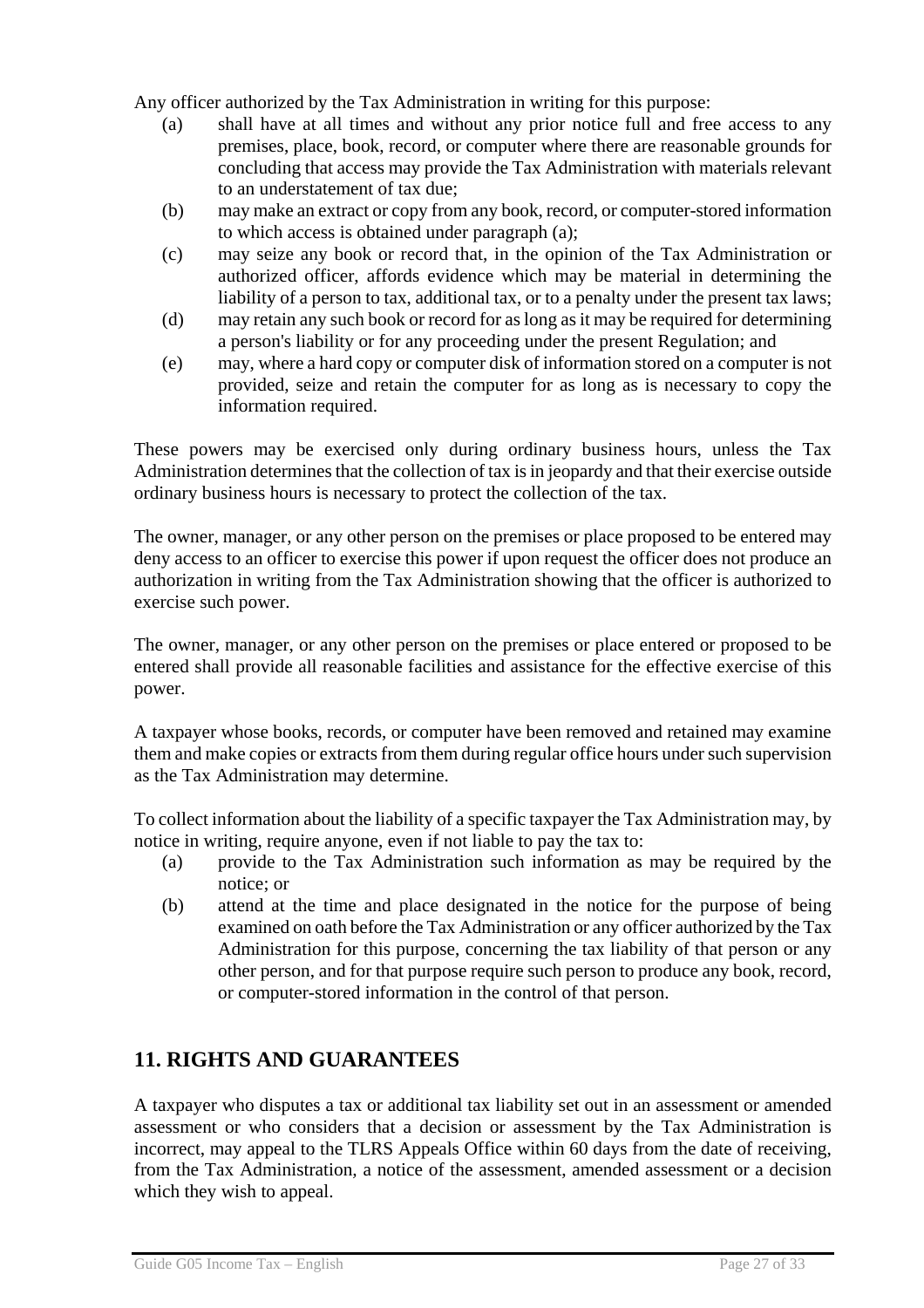Any officer authorized by the Tax Administration in writing for this purpose:

(a) shall have at all times and without any prior notice full and free access to any premises, place, book, record, or computer where there are reasonable grounds for concluding that access may provide the Tax Administration with materials relevant to an understatement of tax due;

(b) may make an extract or copy from any book, record, or computer-stored information to which access is obtained under paragraph (a);

(c) may seize any book or record that, in the opinion of the Tax Administration or authorized officer, affords evidence which may be material in determining the liability of a person to tax, additional tax, or to a penalty under the present tax laws;

(d) may retain any such book or record for as long as it may be required for determining a person's liability or for any proceeding under the present Regulation; and

(e) may, where a hard copy or computer disk of information stored on a computer is not provided, seize and retain the computer for as long as is necessary to copy the information required.

These powers may be exercised only during ordinary business hours, unless the Tax Administration determines that the collection of tax is in jeopardy and that their exercise outside ordinary business hours is necessary to protect the collection of the tax.

The owner, manager, or any other person on the premises or place proposed to be entered may deny access to an officer to exercise this power if upon request the officer does not produce an authorization in writing from the Tax Administration showing that the officer is authorized to exercise such power.

The owner, manager, or any other person on the premises or place entered or proposed to be entered shall provide all reasonable facilities and assistance for the effective exercise of this power.

A taxpayer whose books, records, or computer have been removed and retained may examine them and make copies or extracts from them during regular office hours under such supervision as the Tax Administration may determine.

To collect information about the liability of a specific taxpayer the Tax Administration may, by notice in writing, require anyone, even if not liable to pay the tax to:

(a) provide to the Tax Administration such information as may be required by the notice; or

(b) attend at the time and place designated in the notice for the purpose of being examined on oath before the Tax Administration or any officer authorized by the Tax Administration for this purpose, concerning the tax liability of that person or any other person, and for that purpose require such person to produce any book, record, or computer-stored information in the control of that person.

## 11. RIGHTS AND GUARANTEES

A taxpayer who disputes a tax or additional tax liability set out in an assessment or amended assessment or who considers that a decision or assessment by the Tax Administration is incorrect, may appeal to the TLRS Appeals Office within 60 days from the date of receiving, from the Tax Administration, a notice of the assessment, amended assessment or a decision which they wish to appeal.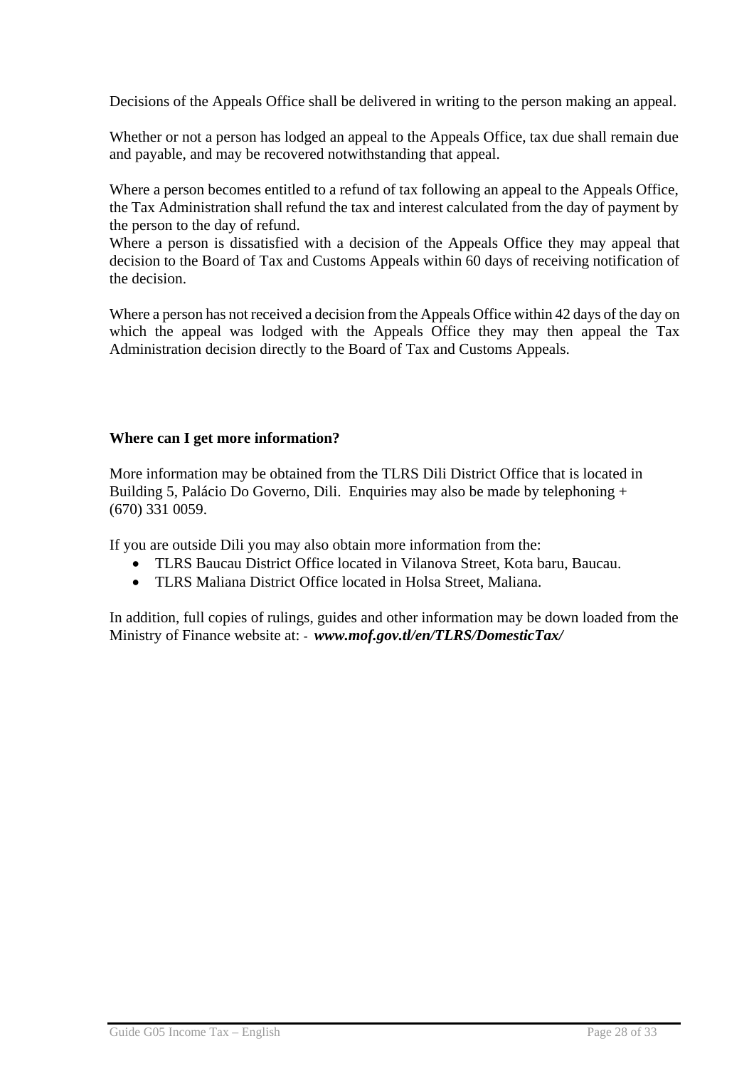Decisions of the Appeals Office shall be delivered in writing to the person making an appeal.

Whether or not a person has lodged an appeal to the Appeals Office, tax due shall remain due and payable, and may be recovered notwithstanding that appeal.

Where a person becomes entitled to a refund of tax following an appeal to the Appeals Office, the Tax Administration shall refund the tax and interest calculated from the day of payment by the person to the day of refund.
Where a person is dissatisfied with a decision of the Appeals Office they may appeal that decision to the Board of Tax and Customs Appeals within 60 days of receiving notification of the decision.

Where a person has not received a decision from the Appeals Office within 42 days of the day on which the appeal was lodged with the Appeals Office they may then appeal the Tax Administration decision directly to the Board of Tax and Customs Appeals.

**Where can I get more information?**

More information may be obtained from the TLRS Dili District Office that is located in Building 5, Palácio Do Governo, Dili. Enquiries may also be made by telephoning + (670) 331 0059.

If you are outside Dili you may also obtain more information from the:

- TLRS Baucau District Office located in Vilanova Street, Kota baru, Baucau.
- TLRS Maliana District Office located in Holsa Street, Maliana.

In addition, full copies of rulings, guides and other information may be down loaded from the Ministry of Finance website at: - ***www.mof.gov.tl/en/TLRS/DomesticTax/***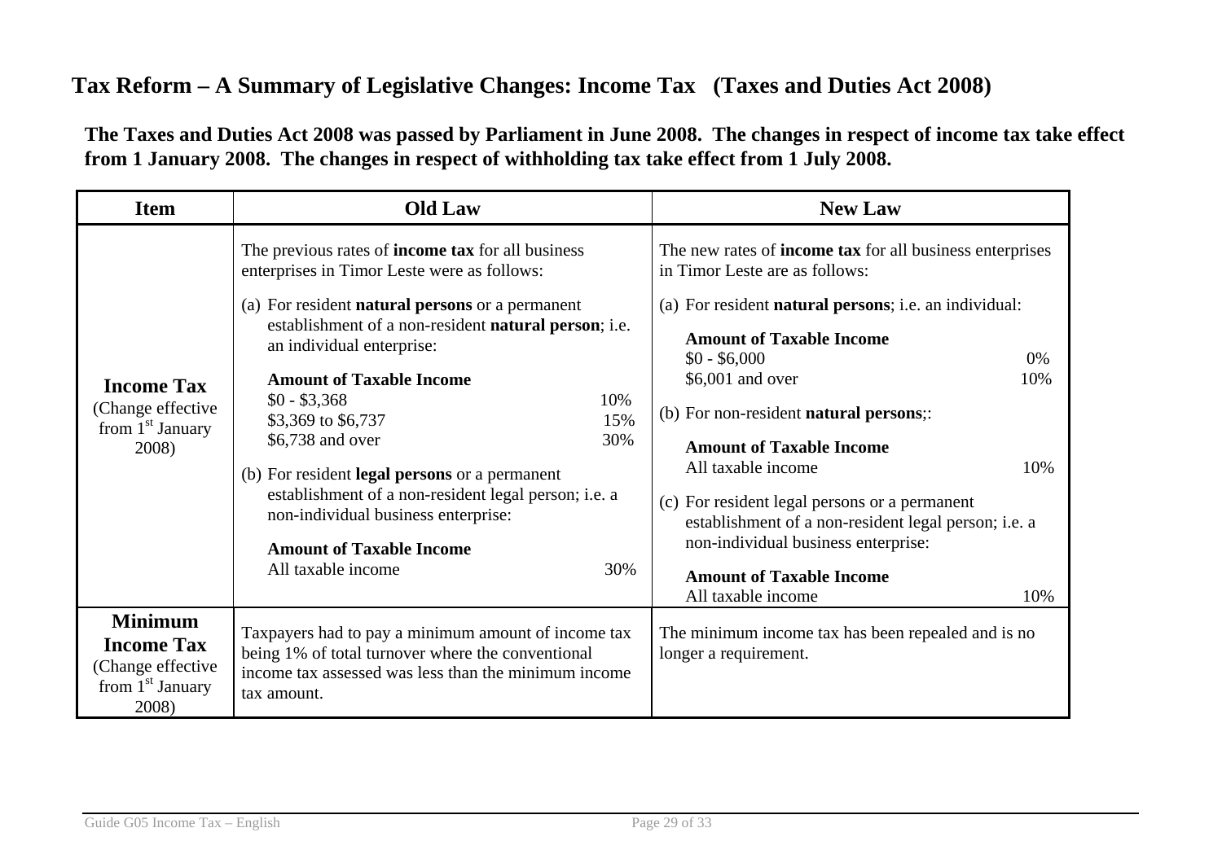# Tax Reform – A Summary of Legislative Changes: Income Tax (Taxes and Duties Act 2008)

**The Taxes and Duties Act 2008 was passed by Parliament in June 2008. The changes in respect of income tax take effect from 1 January 2008. The changes in respect of withholding tax take effect from 1 July 2008.**

| Item | Old Law | New Law |
|---|---|---|
| **Income Tax** (Change effective from 1st January 2008) | The previous rates of **income tax** for all business enterprises in Timor Leste were as follows:<br><br>(a) For resident **natural persons** or a permanent establishment of a non-resident **natural person**; i.e. an individual enterprise:<br><br>**Amount of Taxable Income**<br>$0 - $3,368 — 10%<br>$3,369 to $6,737 — 15%<br>$6,738 and over — 30%<br><br>(b) For resident **legal persons** or a permanent establishment of a non-resident legal person; i.e. a non-individual business enterprise:<br><br>**Amount of Taxable Income**<br>All taxable income — 30% | The new rates of **income tax** for all business enterprises in Timor Leste are as follows:<br><br>(a) For resident **natural persons**; i.e. an individual:<br><br>**Amount of Taxable Income**<br>$0 - $6,000 — 0%<br>$6,001 and over — 10%<br><br>(b) For non-resident **natural persons**;:<br><br>**Amount of Taxable Income**<br>All taxable income — 10%<br><br>(c) For resident legal persons or a permanent establishment of a non-resident legal person; i.e. a non-individual business enterprise:<br><br>**Amount of Taxable Income**<br>All taxable income — 10% |
| **Minimum Income Tax** (Change effective from 1st January 2008) | Taxpayers had to pay a minimum amount of income tax being 1% of total turnover where the conventional income tax assessed was less than the minimum income tax amount. | The minimum income tax has been repealed and is no longer a requirement. |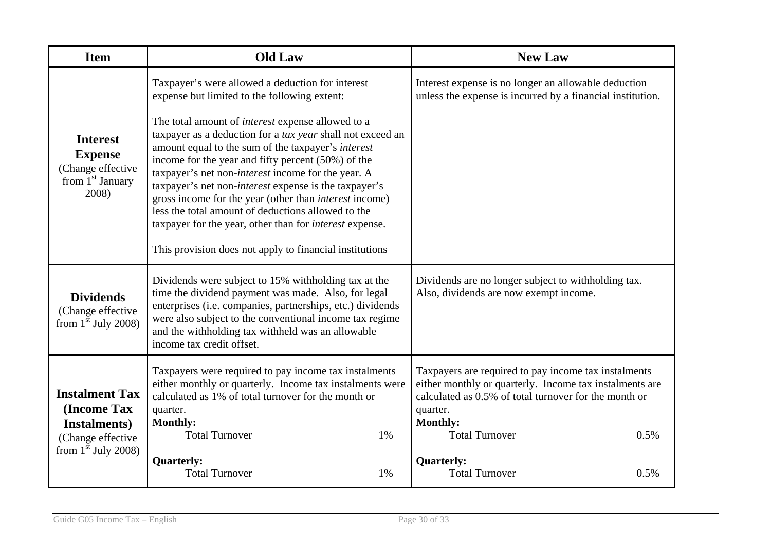| Item | Old Law | New Law |
|---|---|---|
| **Interest Expense** (Change effective from 1st January 2008) | Taxpayer's were allowed a deduction for interest expense but limited to the following extent:<br><br>The total amount of *interest* expense allowed to a taxpayer as a deduction for a *tax year* shall not exceed an amount equal to the sum of the taxpayer's *interest* income for the year and fifty percent (50%) of the taxpayer's net non-*interest* income for the year. A taxpayer's net non-*interest* expense is the taxpayer's gross income for the year (other than *interest* income) less the total amount of deductions allowed to the taxpayer for the year, other than for *interest* expense.<br><br>This provision does not apply to financial institutions | Interest expense is no longer an allowable deduction unless the expense is incurred by a financial institution. |
| **Dividends** (Change effective from 1st July 2008) | Dividends were subject to 15% withholding tax at the time the dividend payment was made. Also, for legal enterprises (i.e. companies, partnerships, etc.) dividends were also subject to the conventional income tax regime and the withholding tax withheld was an allowable income tax credit offset. | Dividends are no longer subject to withholding tax. Also, dividends are now exempt income. |
| **Instalment Tax (Income Tax Instalments)** (Change effective from 1st July 2008) | Taxpayers were required to pay income tax instalments either monthly or quarterly. Income tax instalments were calculated as 1% of total turnover for the month or quarter.<br>**Monthly:**<br>Total Turnover 1%<br><br>**Quarterly:**<br>Total Turnover 1% | Taxpayers are required to pay income tax instalments either monthly or quarterly. Income tax instalments are calculated as 0.5% of total turnover for the month or quarter.<br>**Monthly:**<br>Total Turnover 0.5%<br><br>**Quarterly:**<br>Total Turnover 0.5% |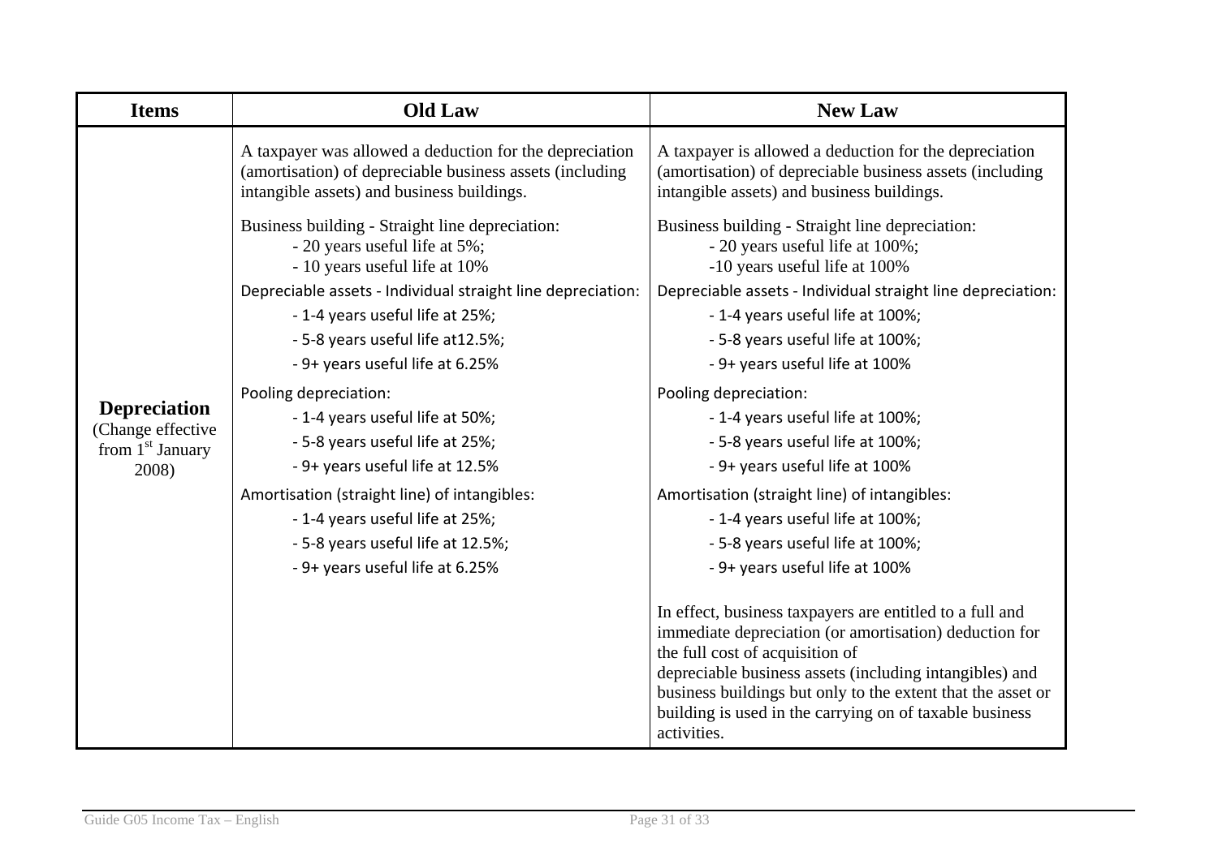| Items | Old Law | New Law |
|---|---|---|
| **Depreciation** (Change effective from 1st January 2008) | A taxpayer was allowed a deduction for the depreciation (amortisation) of depreciable business assets (including intangible assets) and business buildings.<br><br>Business building - Straight line depreciation:<br>- 20 years useful life at 5%;<br>- 10 years useful life at 10%<br><br>Depreciable assets - Individual straight line depreciation:<br>- 1-4 years useful life at 25%;<br>- 5-8 years useful life at12.5%;<br>- 9+ years useful life at 6.25%<br><br>Pooling depreciation:<br>- 1-4 years useful life at 50%;<br>- 5-8 years useful life at 25%;<br>- 9+ years useful life at 12.5%<br><br>Amortisation (straight line) of intangibles:<br>- 1-4 years useful life at 25%;<br>- 5-8 years useful life at 12.5%;<br>- 9+ years useful life at 6.25% | A taxpayer is allowed a deduction for the depreciation (amortisation) of depreciable business assets (including intangible assets) and business buildings.<br><br>Business building - Straight line depreciation:<br>- 20 years useful life at 100%;<br>-10 years useful life at 100%<br><br>Depreciable assets - Individual straight line depreciation:<br>- 1-4 years useful life at 100%;<br>- 5-8 years useful life at 100%;<br>- 9+ years useful life at 100%<br><br>Pooling depreciation:<br>- 1-4 years useful life at 100%;<br>- 5-8 years useful life at 100%;<br>- 9+ years useful life at 100%<br><br>Amortisation (straight line) of intangibles:<br>- 1-4 years useful life at 100%;<br>- 5-8 years useful life at 100%;<br>- 9+ years useful life at 100%<br><br>In effect, business taxpayers are entitled to a full and immediate depreciation (or amortisation) deduction for the full cost of acquisition of depreciable business assets (including intangibles) and business buildings but only to the extent that the asset or building is used in the carrying on of taxable business activities. |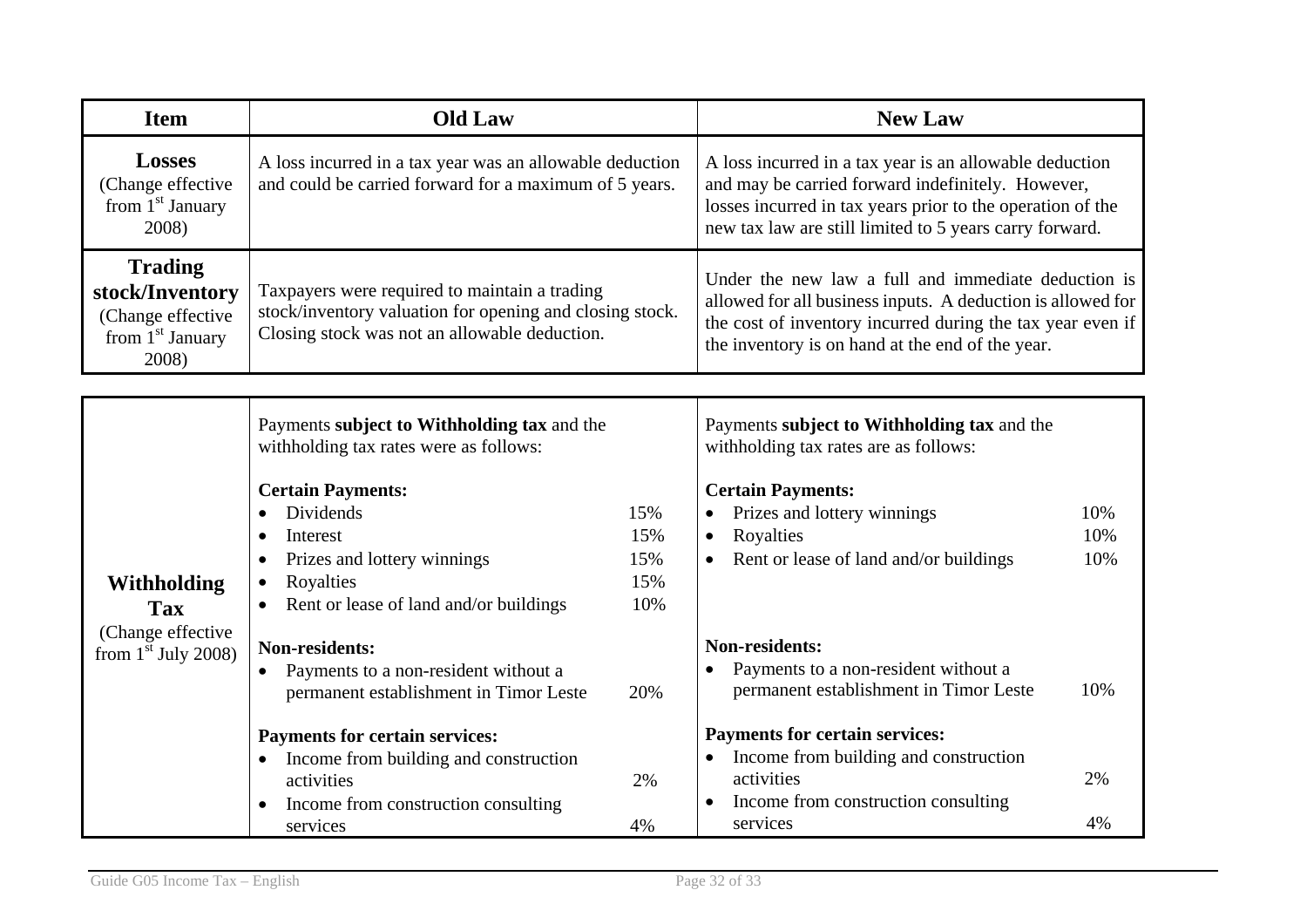| Item | Old Law | New Law |
|---|---|---|
| **Losses** (Change effective from 1st January 2008) | A loss incurred in a tax year was an allowable deduction and could be carried forward for a maximum of 5 years. | A loss incurred in a tax year is an allowable deduction and may be carried forward indefinitely. However, losses incurred in tax years prior to the operation of the new tax law are still limited to 5 years carry forward. |
| **Trading stock/Inventory** (Change effective from 1st January 2008) | Taxpayers were required to maintain a trading stock/inventory valuation for opening and closing stock. Closing stock was not an allowable deduction. | Under the new law a full and immediate deduction is allowed for all business inputs. A deduction is allowed for the cost of inventory incurred during the tax year even if the inventory is on hand at the end of the year. |

| Item | Old Law | | New Law | |
|---|---|---|---|---|
| **Withholding Tax** (Change effective from 1st July 2008) | Payments **subject to Withholding tax** and the withholding tax rates were as follows: | | Payments **subject to Withholding tax** and the withholding tax rates are as follows: | |
| | **Certain Payments:** | | **Certain Payments:** | |
| | • Dividends | 15% | • Prizes and lottery winnings | 10% |
| | • Interest | 15% | • Royalties | 10% |
| | • Prizes and lottery winnings | 15% | • Rent or lease of land and/or buildings | 10% |
| | • Royalties | 15% | | |
| | • Rent or lease of land and/or buildings | 10% | | |
| | **Non-residents:** | | **Non-residents:** | |
| | • Payments to a non-resident without a permanent establishment in Timor Leste | 20% | • Payments to a non-resident without a permanent establishment in Timor Leste | 10% |
| | **Payments for certain services:** | | **Payments for certain services:** | |
| | • Income from building and construction activities | 2% | • Income from building and construction activities | 2% |
| | • Income from construction consulting services | 4% | • Income from construction consulting services | 4% |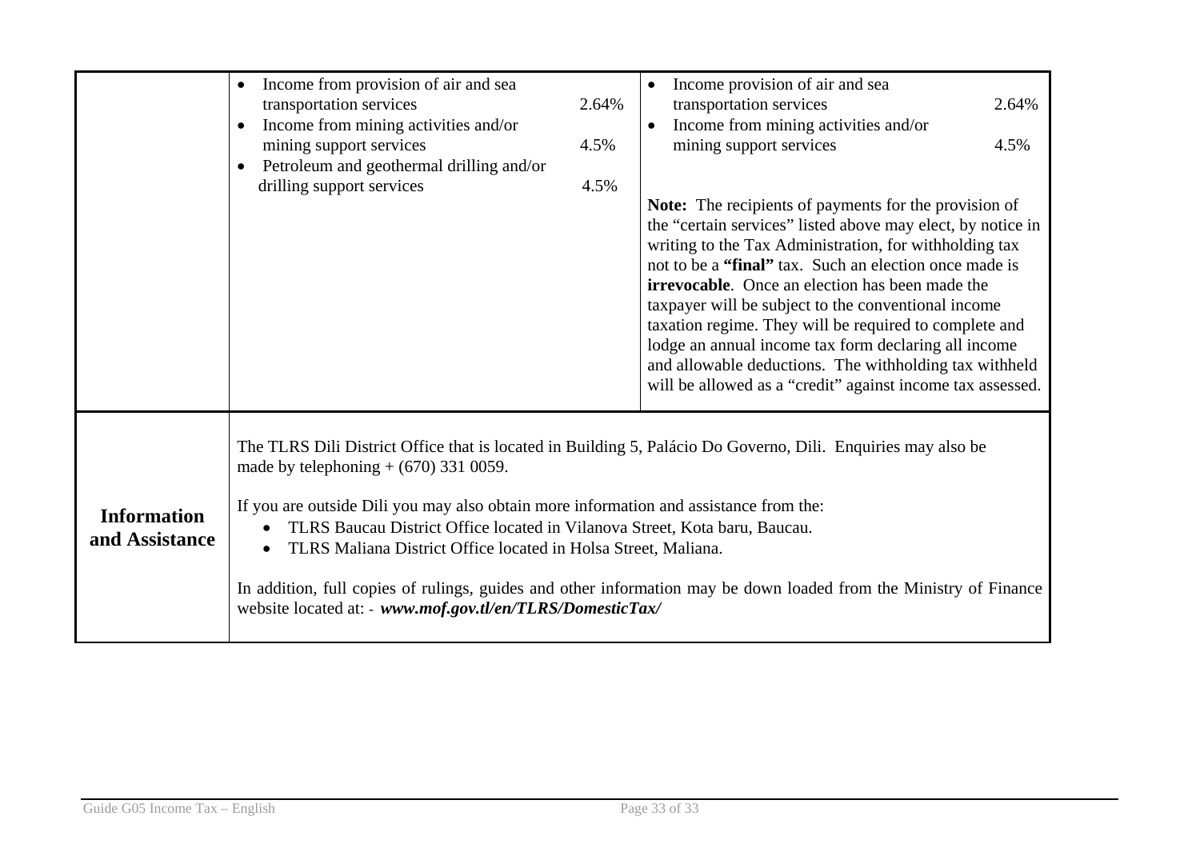| | | |
|---|---|---|
| | • Income from provision of air and sea transportation services 2.64%<br>• Income from mining activities and/or mining support services 4.5%<br>• Petroleum and geothermal drilling and/or drilling support services 4.5% | • Income provision of air and sea transportation services 2.64%<br>• Income from mining activities and/or mining support services 4.5%<br><br>**Note:** The recipients of payments for the provision of the "certain services" listed above may elect, by notice in writing to the Tax Administration, for withholding tax not to be a **"final"** tax. Such an election once made is **irrevocable**. Once an election has been made the taxpayer will be subject to the conventional income taxation regime. They will be required to complete and lodge an annual income tax form declaring all income and allowable deductions. The withholding tax withheld will be allowed as a "credit" against income tax assessed. |
| **Information and Assistance** | The TLRS Dili District Office that is located in Building 5, Palácio Do Governo, Dili. Enquiries may also be made by telephoning + (670) 331 0059.<br><br>If you are outside Dili you may also obtain more information and assistance from the:<br>• TLRS Baucau District Office located in Vilanova Street, Kota baru, Baucau.<br>• TLRS Maliana District Office located in Holsa Street, Maliana.<br><br>In addition, full copies of rulings, guides and other information may be down loaded from the Ministry of Finance website located at: - ***www.mof.gov.tl/en/TLRS/DomesticTax/*** | |